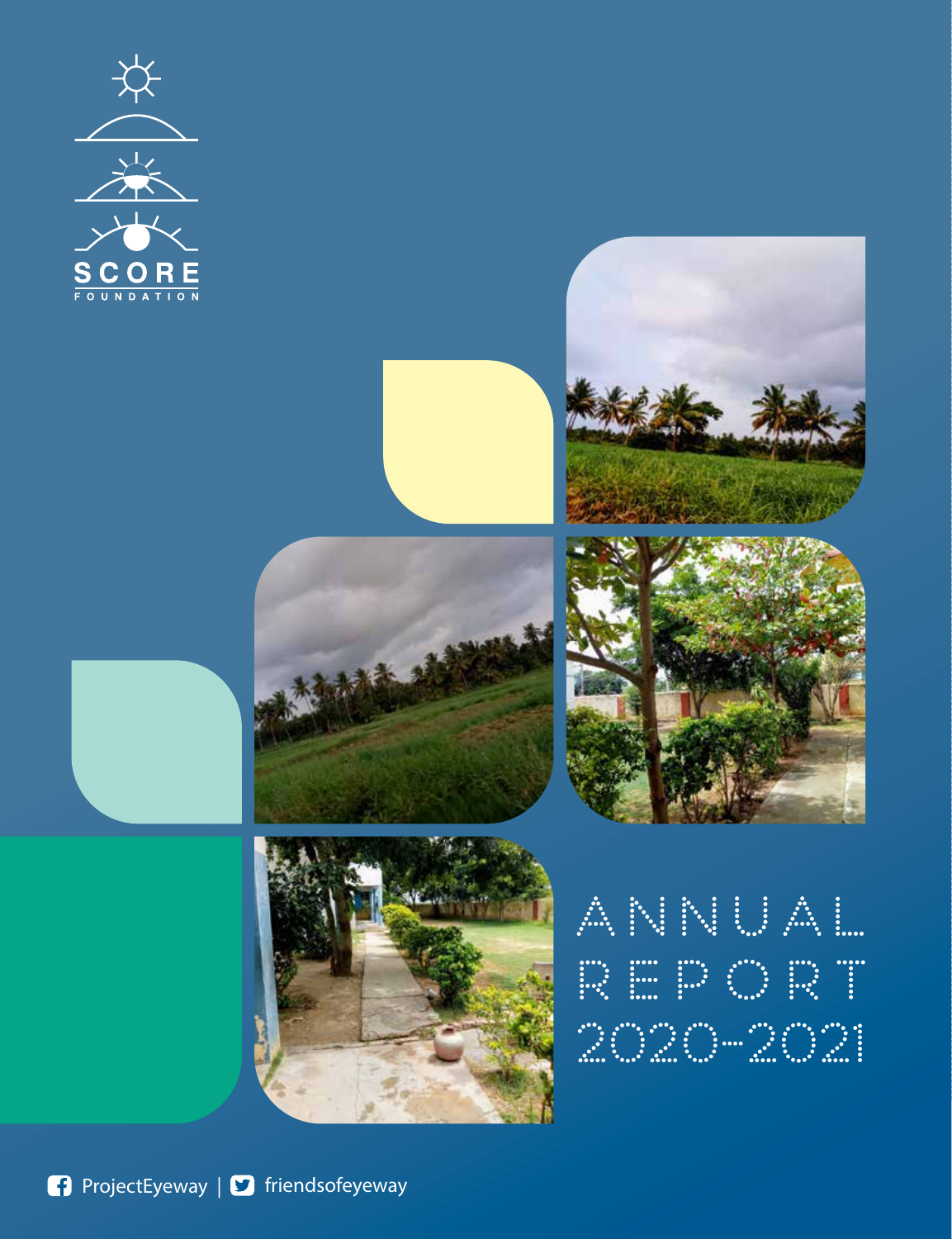SCORE

FOUNDATION

# ANNUAL REPORT 2020-2021

ProjectEyeway | friendsofeyeway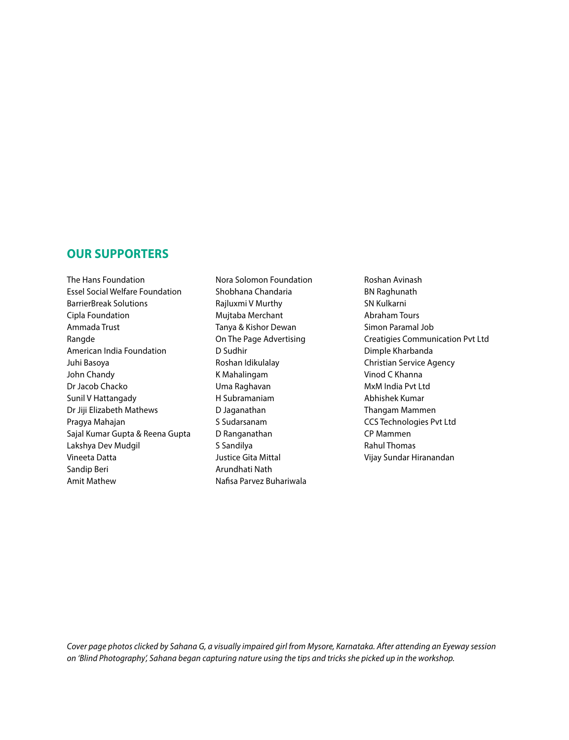## OUR SUPPORTERS

The Hans Foundation
Essel Social Welfare Foundation
BarrierBreak Solutions
Cipla Foundation
Ammada Trust
Rangde
American India Foundation
Juhi Basoya
John Chandy
Dr Jacob Chacko
Sunil V Hattangady
Dr Jiji Elizabeth Mathews
Pragya Mahajan
Sajal Kumar Gupta & Reena Gupta
Lakshya Dev Mudgil
Vineeta Datta
Sandip Beri
Amit Mathew
Nora Solomon Foundation
Shobhana Chandaria
Rajluxmi V Murthy
Mujtaba Merchant
Tanya & Kishor Dewan
On The Page Advertising
D Sudhir
Roshan Idikulalay
K Mahalingam
Uma Raghavan
H Subramaniam
D Jaganathan
S Sudarsanam
D Ranganathan
S Sandilya
Justice Gita Mittal
Arundhati Nath
Nafisa Parvez Buhariwala
Roshan Avinash
BN Raghunath
SN Kulkarni
Abraham Tours
Simon Paramal Job
Creatigies Communication Pvt Ltd
Dimple Kharbanda
Christian Service Agency
Vinod C Khanna
MxM India Pvt Ltd
Abhishek Kumar
Thangam Mammen
CCS Technologies Pvt Ltd
CP Mammen
Rahul Thomas
Vijay Sundar Hiranandan

*Cover page photos clicked by Sahana G, a visually impaired girl from Mysore, Karnataka. After attending an Eyeway session on 'Blind Photography', Sahana began capturing nature using the tips and tricks she picked up in the workshop.*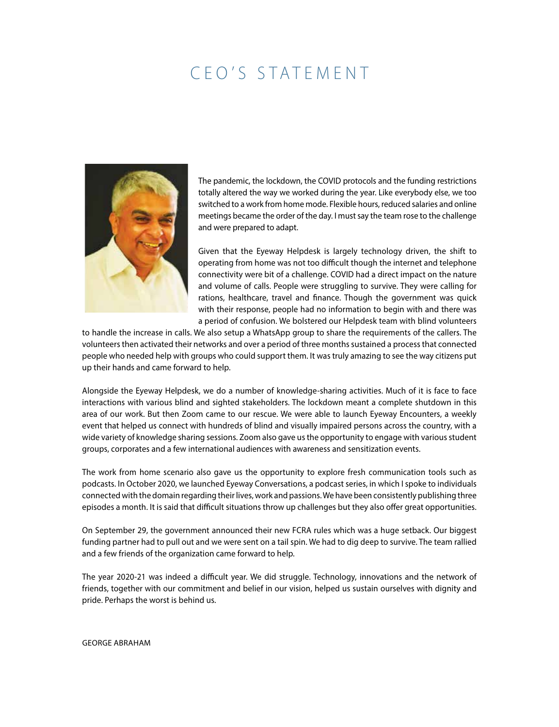# CEO'S STATEMENT

The pandemic, the lockdown, the COVID protocols and the funding restrictions totally altered the way we worked during the year. Like everybody else, we too switched to a work from home mode. Flexible hours, reduced salaries and online meetings became the order of the day. I must say the team rose to the challenge and were prepared to adapt.

Given that the Eyeway Helpdesk is largely technology driven, the shift to operating from home was not too difficult though the internet and telephone connectivity were bit of a challenge. COVID had a direct impact on the nature and volume of calls. People were struggling to survive. They were calling for rations, healthcare, travel and finance. Though the government was quick with their response, people had no information to begin with and there was a period of confusion. We bolstered our Helpdesk team with blind volunteers to handle the increase in calls. We also setup a WhatsApp group to share the requirements of the callers. The volunteers then activated their networks and over a period of three months sustained a process that connected people who needed help with groups who could support them. It was truly amazing to see the way citizens put up their hands and came forward to help.

Alongside the Eyeway Helpdesk, we do a number of knowledge-sharing activities. Much of it is face to face interactions with various blind and sighted stakeholders. The lockdown meant a complete shutdown in this area of our work. But then Zoom came to our rescue. We were able to launch Eyeway Encounters, a weekly event that helped us connect with hundreds of blind and visually impaired persons across the country, with a wide variety of knowledge sharing sessions. Zoom also gave us the opportunity to engage with various student groups, corporates and a few international audiences with awareness and sensitization events.

The work from home scenario also gave us the opportunity to explore fresh communication tools such as podcasts. In October 2020, we launched Eyeway Conversations, a podcast series, in which I spoke to individuals connected with the domain regarding their lives, work and passions. We have been consistently publishing three episodes a month. It is said that difficult situations throw up challenges but they also offer great opportunities.

On September 29, the government announced their new FCRA rules which was a huge setback. Our biggest funding partner had to pull out and we were sent on a tail spin. We had to dig deep to survive. The team rallied and a few friends of the organization came forward to help.

The year 2020-21 was indeed a difficult year. We did struggle. Technology, innovations and the network of friends, together with our commitment and belief in our vision, helped us sustain ourselves with dignity and pride. Perhaps the worst is behind us.

GEORGE ABRAHAM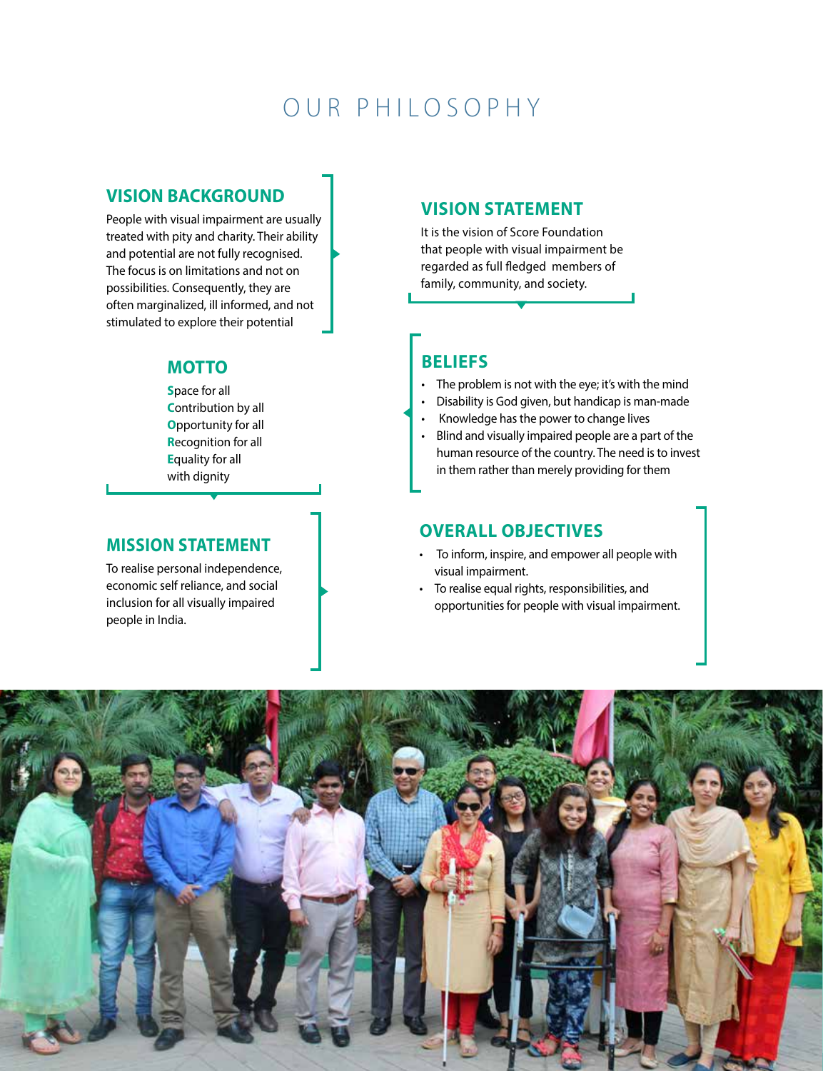# OUR PHILOSOPHY

## VISION BACKGROUND

People with visual impairment are usually treated with pity and charity. Their ability and potential are not fully recognised. The focus is on limitations and not on possibilities. Consequently, they are often marginalized, ill informed, and not stimulated to explore their potential

## VISION STATEMENT

It is the vision of Score Foundation that people with visual impairment be regarded as full fledged members of family, community, and society.

## MOTTO

**S**pace for all
**C**ontribution by all
**O**pportunity for all
**R**ecognition for all
**E**quality for all
with dignity

## BELIEFS

- The problem is not with the eye; it's with the mind
- Disability is God given, but handicap is man-made
- Knowledge has the power to change lives
- Blind and visually impaired people are a part of the human resource of the country. The need is to invest in them rather than merely providing for them

## MISSION STATEMENT

To realise personal independence, economic self reliance, and social inclusion for all visually impaired people in India.

## OVERALL OBJECTIVES

- To inform, inspire, and empower all people with visual impairment.
- To realise equal rights, responsibilities, and opportunities for people with visual impairment.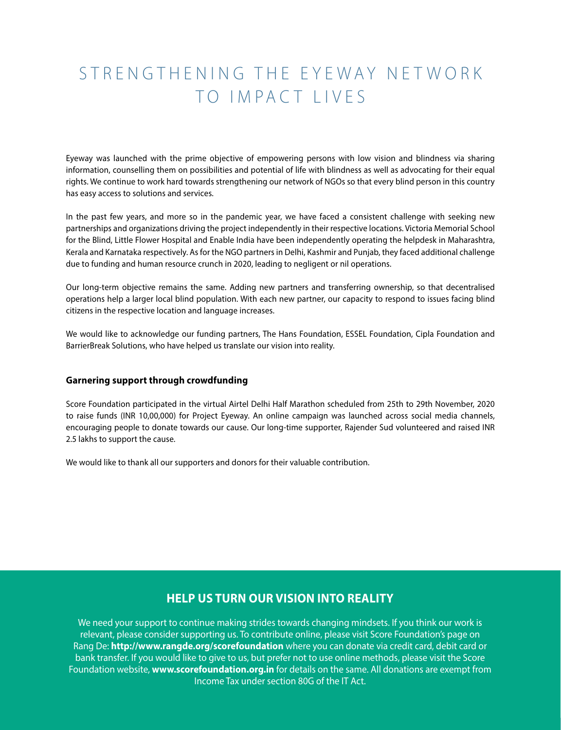# STRENGTHENING THE EYEWAY NETWORK TO IMPACT LIVES

Eyeway was launched with the prime objective of empowering persons with low vision and blindness via sharing information, counselling them on possibilities and potential of life with blindness as well as advocating for their equal rights. We continue to work hard towards strengthening our network of NGOs so that every blind person in this country has easy access to solutions and services.

In the past few years, and more so in the pandemic year, we have faced a consistent challenge with seeking new partnerships and organizations driving the project independently in their respective locations. Victoria Memorial School for the Blind, Little Flower Hospital and Enable India have been independently operating the helpdesk in Maharashtra, Kerala and Karnataka respectively. As for the NGO partners in Delhi, Kashmir and Punjab, they faced additional challenge due to funding and human resource crunch in 2020, leading to negligent or nil operations.

Our long-term objective remains the same. Adding new partners and transferring ownership, so that decentralised operations help a larger local blind population. With each new partner, our capacity to respond to issues facing blind citizens in the respective location and language increases.

We would like to acknowledge our funding partners, The Hans Foundation, ESSEL Foundation, Cipla Foundation and BarrierBreak Solutions, who have helped us translate our vision into reality.

**Garnering support through crowdfunding**

Score Foundation participated in the virtual Airtel Delhi Half Marathon scheduled from 25th to 29th November, 2020 to raise funds (INR 10,00,000) for Project Eyeway. An online campaign was launched across social media channels, encouraging people to donate towards our cause. Our long-time supporter, Rajender Sud volunteered and raised INR 2.5 lakhs to support the cause.

We would like to thank all our supporters and donors for their valuable contribution.

## HELP US TURN OUR VISION INTO REALITY

We need your support to continue making strides towards changing mindsets. If you think our work is relevant, please consider supporting us. To contribute online, please visit Score Foundation's page on Rang De: **http://www.rangde.org/scorefoundation** where you can donate via credit card, debit card or bank transfer. If you would like to give to us, but prefer not to use online methods, please visit the Score Foundation website, **www.scorefoundation.org.in** for details on the same. All donations are exempt from Income Tax under section 80G of the IT Act.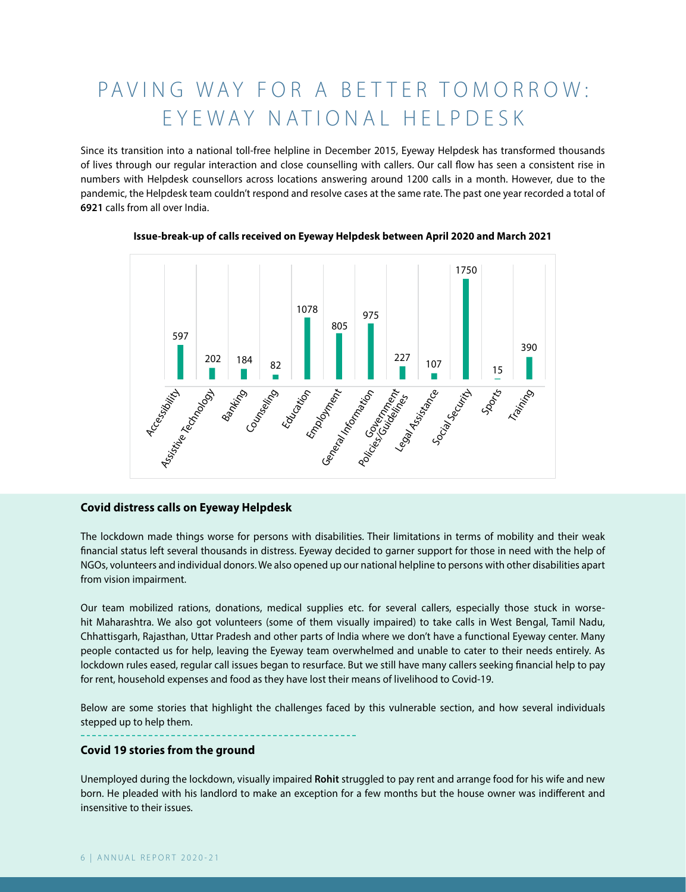# PAVING WAY FOR A BETTER TOMORROW: EYEWAY NATIONAL HELPDESK

Since its transition into a national toll-free helpline in December 2015, Eyeway Helpdesk has transformed thousands of lives through our regular interaction and close counselling with callers. Our call flow has seen a consistent rise in numbers with Helpdesk counsellors across locations answering around 1200 calls in a month. However, due to the pandemic, the Helpdesk team couldn't respond and resolve cases at the same rate. The past one year recorded a total of **6921** calls from all over India.

**Issue-break-up of calls received on Eyeway Helpdesk between April 2020 and March 2021**

| Issue | Calls |
|---|---|
| Accessibility | 597 |
| Assistive Technology | 202 |
| Banking | 184 |
| Counseling | 82 |
| Education | 1078 |
| Employment | 805 |
| General Information | 975 |
| Government Policies/Guidelines | 227 |
| Legal Assistance | 107 |
| Social Security | 1750 |
| Sports | 15 |
| Training | 390 |

## Covid distress calls on Eyeway Helpdesk

The lockdown made things worse for persons with disabilities. Their limitations in terms of mobility and their weak financial status left several thousands in distress. Eyeway decided to garner support for those in need with the help of NGOs, volunteers and individual donors. We also opened up our national helpline to persons with other disabilities apart from vision impairment.

Our team mobilized rations, donations, medical supplies etc. for several callers, especially those stuck in worse-hit Maharashtra. We also got volunteers (some of them visually impaired) to take calls in West Bengal, Tamil Nadu, Chhattisgarh, Rajasthan, Uttar Pradesh and other parts of India where we don't have a functional Eyeway center. Many people contacted us for help, leaving the Eyeway team overwhelmed and unable to cater to their needs entirely. As lockdown rules eased, regular call issues began to resurface. But we still have many callers seeking financial help to pay for rent, household expenses and food as they have lost their means of livelihood to Covid-19.

Below are some stories that highlight the challenges faced by this vulnerable section, and how several individuals stepped up to help them.

## Covid 19 stories from the ground

Unemployed during the lockdown, visually impaired **Rohit** struggled to pay rent and arrange food for his wife and new born. He pleaded with his landlord to make an exception for a few months but the house owner was indifferent and insensitive to their issues.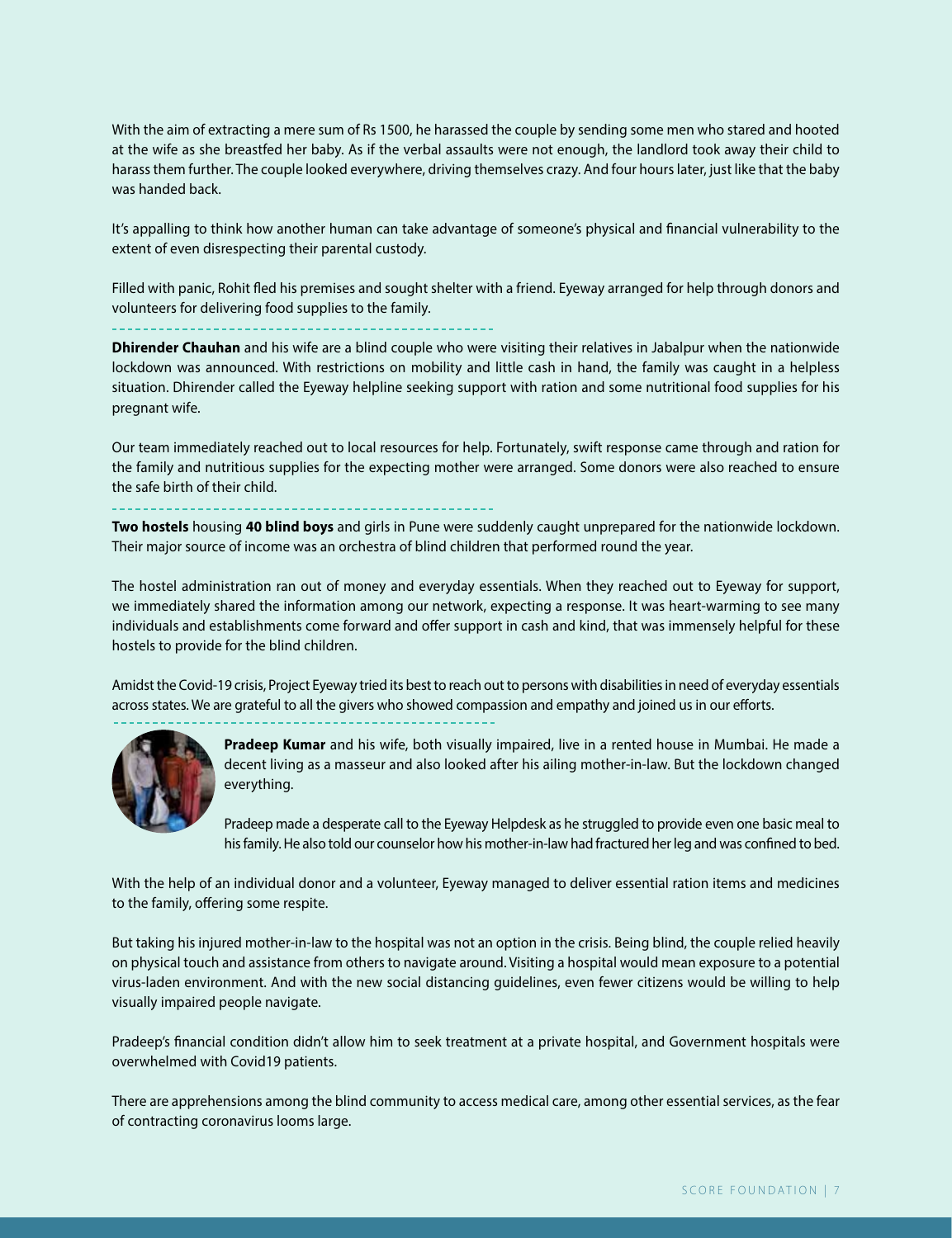With the aim of extracting a mere sum of Rs 1500, he harassed the couple by sending some men who stared and hooted at the wife as she breastfed her baby. As if the verbal assaults were not enough, the landlord took away their child to harass them further. The couple looked everywhere, driving themselves crazy. And four hours later, just like that the baby was handed back.

It's appalling to think how another human can take advantage of someone's physical and financial vulnerability to the extent of even disrespecting their parental custody.

Filled with panic, Rohit fled his premises and sought shelter with a friend. Eyeway arranged for help through donors and volunteers for delivering food supplies to the family.

---

**Dhirender Chauhan** and his wife are a blind couple who were visiting their relatives in Jabalpur when the nationwide lockdown was announced. With restrictions on mobility and little cash in hand, the family was caught in a helpless situation. Dhirender called the Eyeway helpline seeking support with ration and some nutritional food supplies for his pregnant wife.

Our team immediately reached out to local resources for help. Fortunately, swift response came through and ration for the family and nutritious supplies for the expecting mother were arranged. Some donors were also reached to ensure the safe birth of their child.

---

**Two hostels** housing **40 blind boys** and girls in Pune were suddenly caught unprepared for the nationwide lockdown. Their major source of income was an orchestra of blind children that performed round the year.

The hostel administration ran out of money and everyday essentials. When they reached out to Eyeway for support, we immediately shared the information among our network, expecting a response. It was heart-warming to see many individuals and establishments come forward and offer support in cash and kind, that was immensely helpful for these hostels to provide for the blind children.

Amidst the Covid-19 crisis, Project Eyeway tried its best to reach out to persons with disabilities in need of everyday essentials across states. We are grateful to all the givers who showed compassion and empathy and joined us in our efforts.

---

**Pradeep Kumar** and his wife, both visually impaired, live in a rented house in Mumbai. He made a decent living as a masseur and also looked after his ailing mother-in-law. But the lockdown changed everything.

Pradeep made a desperate call to the Eyeway Helpdesk as he struggled to provide even one basic meal to his family. He also told our counselor how his mother-in-law had fractured her leg and was confined to bed.

With the help of an individual donor and a volunteer, Eyeway managed to deliver essential ration items and medicines to the family, offering some respite.

But taking his injured mother-in-law to the hospital was not an option in the crisis. Being blind, the couple relied heavily on physical touch and assistance from others to navigate around. Visiting a hospital would mean exposure to a potential virus-laden environment. And with the new social distancing guidelines, even fewer citizens would be willing to help visually impaired people navigate.

Pradeep's financial condition didn't allow him to seek treatment at a private hospital, and Government hospitals were overwhelmed with Covid19 patients.

There are apprehensions among the blind community to access medical care, among other essential services, as the fear of contracting coronavirus looms large.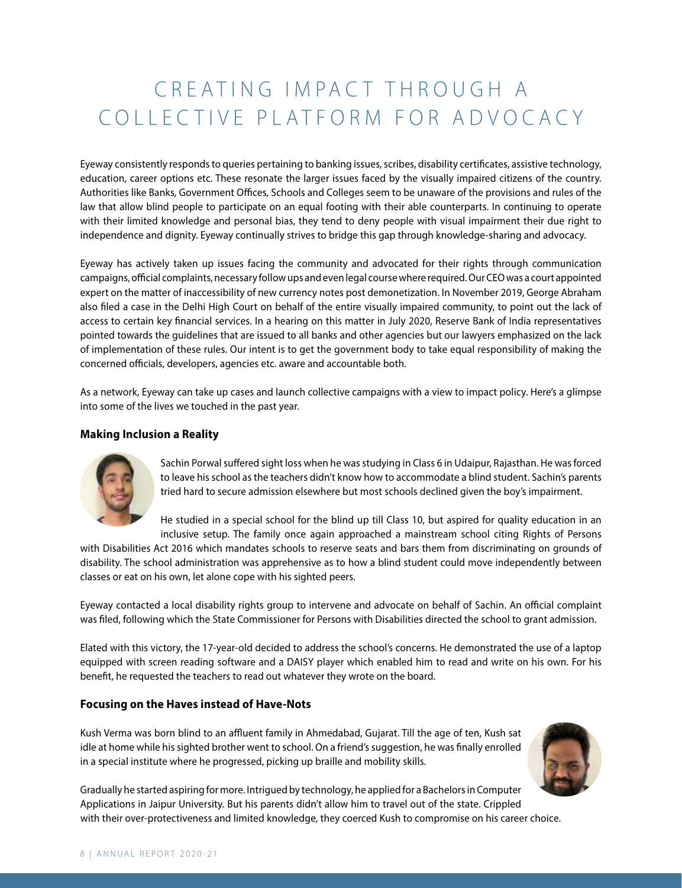# CREATING IMPACT THROUGH A COLLECTIVE PLATFORM FOR ADVOCACY

Eyeway consistently responds to queries pertaining to banking issues, scribes, disability certificates, assistive technology, education, career options etc. These resonate the larger issues faced by the visually impaired citizens of the country. Authorities like Banks, Government Offices, Schools and Colleges seem to be unaware of the provisions and rules of the law that allow blind people to participate on an equal footing with their able counterparts. In continuing to operate with their limited knowledge and personal bias, they tend to deny people with visual impairment their due right to independence and dignity. Eyeway continually strives to bridge this gap through knowledge-sharing and advocacy.

Eyeway has actively taken up issues facing the community and advocated for their rights through communication campaigns, official complaints, necessary follow ups and even legal course where required. Our CEO was a court appointed expert on the matter of inaccessibility of new currency notes post demonetization. In November 2019, George Abraham also filed a case in the Delhi High Court on behalf of the entire visually impaired community, to point out the lack of access to certain key financial services. In a hearing on this matter in July 2020, Reserve Bank of India representatives pointed towards the guidelines that are issued to all banks and other agencies but our lawyers emphasized on the lack of implementation of these rules. Our intent is to get the government body to take equal responsibility of making the concerned officials, developers, agencies etc. aware and accountable both.

As a network, Eyeway can take up cases and launch collective campaigns with a view to impact policy. Here's a glimpse into some of the lives we touched in the past year.

### Making Inclusion a Reality

Sachin Porwal suffered sight loss when he was studying in Class 6 in Udaipur, Rajasthan. He was forced to leave his school as the teachers didn't know how to accommodate a blind student. Sachin's parents tried hard to secure admission elsewhere but most schools declined given the boy's impairment.

He studied in a special school for the blind up till Class 10, but aspired for quality education in an inclusive setup. The family once again approached a mainstream school citing Rights of Persons with Disabilities Act 2016 which mandates schools to reserve seats and bars them from discriminating on grounds of disability. The school administration was apprehensive as to how a blind student could move independently between classes or eat on his own, let alone cope with his sighted peers.

Eyeway contacted a local disability rights group to intervene and advocate on behalf of Sachin. An official complaint was filed, following which the State Commissioner for Persons with Disabilities directed the school to grant admission.

Elated with this victory, the 17-year-old decided to address the school's concerns. He demonstrated the use of a laptop equipped with screen reading software and a DAISY player which enabled him to read and write on his own. For his benefit, he requested the teachers to read out whatever they wrote on the board.

### Focusing on the Haves instead of Have-Nots

Kush Verma was born blind to an affluent family in Ahmedabad, Gujarat. Till the age of ten, Kush sat idle at home while his sighted brother went to school. On a friend's suggestion, he was finally enrolled in a special institute where he progressed, picking up braille and mobility skills.

Gradually he started aspiring for more. Intrigued by technology, he applied for a Bachelors in Computer Applications in Jaipur University. But his parents didn't allow him to travel out of the state. Crippled with their over-protectiveness and limited knowledge, they coerced Kush to compromise on his career choice.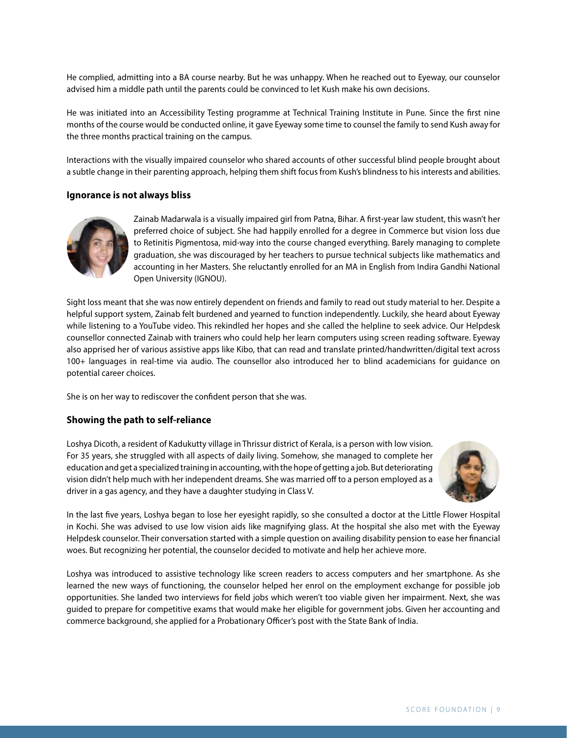He complied, admitting into a BA course nearby. But he was unhappy. When he reached out to Eyeway, our counselor advised him a middle path until the parents could be convinced to let Kush make his own decisions.

He was initiated into an Accessibility Testing programme at Technical Training Institute in Pune. Since the first nine months of the course would be conducted online, it gave Eyeway some time to counsel the family to send Kush away for the three months practical training on the campus.

Interactions with the visually impaired counselor who shared accounts of other successful blind people brought about a subtle change in their parenting approach, helping them shift focus from Kush's blindness to his interests and abilities.

### Ignorance is not always bliss

Zainab Madarwala is a visually impaired girl from Patna, Bihar. A first-year law student, this wasn't her preferred choice of subject. She had happily enrolled for a degree in Commerce but vision loss due to Retinitis Pigmentosa, mid-way into the course changed everything. Barely managing to complete graduation, she was discouraged by her teachers to pursue technical subjects like mathematics and accounting in her Masters. She reluctantly enrolled for an MA in English from Indira Gandhi National Open University (IGNOU).

Sight loss meant that she was now entirely dependent on friends and family to read out study material to her. Despite a helpful support system, Zainab felt burdened and yearned to function independently. Luckily, she heard about Eyeway while listening to a YouTube video. This rekindled her hopes and she called the helpline to seek advice. Our Helpdesk counsellor connected Zainab with trainers who could help her learn computers using screen reading software. Eyeway also apprised her of various assistive apps like Kibo, that can read and translate printed/handwritten/digital text across 100+ languages in real-time via audio. The counsellor also introduced her to blind academicians for guidance on potential career choices.

She is on her way to rediscover the confident person that she was.

### Showing the path to self-reliance

Loshya Dicoth, a resident of Kadukutty village in Thrissur district of Kerala, is a person with low vision. For 35 years, she struggled with all aspects of daily living. Somehow, she managed to complete her education and get a specialized training in accounting, with the hope of getting a job. But deteriorating vision didn't help much with her independent dreams. She was married off to a person employed as a driver in a gas agency, and they have a daughter studying in Class V.

In the last five years, Loshya began to lose her eyesight rapidly, so she consulted a doctor at the Little Flower Hospital in Kochi. She was advised to use low vision aids like magnifying glass. At the hospital she also met with the Eyeway Helpdesk counselor. Their conversation started with a simple question on availing disability pension to ease her financial woes. But recognizing her potential, the counselor decided to motivate and help her achieve more.

Loshya was introduced to assistive technology like screen readers to access computers and her smartphone. As she learned the new ways of functioning, the counselor helped her enrol on the employment exchange for possible job opportunities. She landed two interviews for field jobs which weren't too viable given her impairment. Next, she was guided to prepare for competitive exams that would make her eligible for government jobs. Given her accounting and commerce background, she applied for a Probationary Officer's post with the State Bank of India.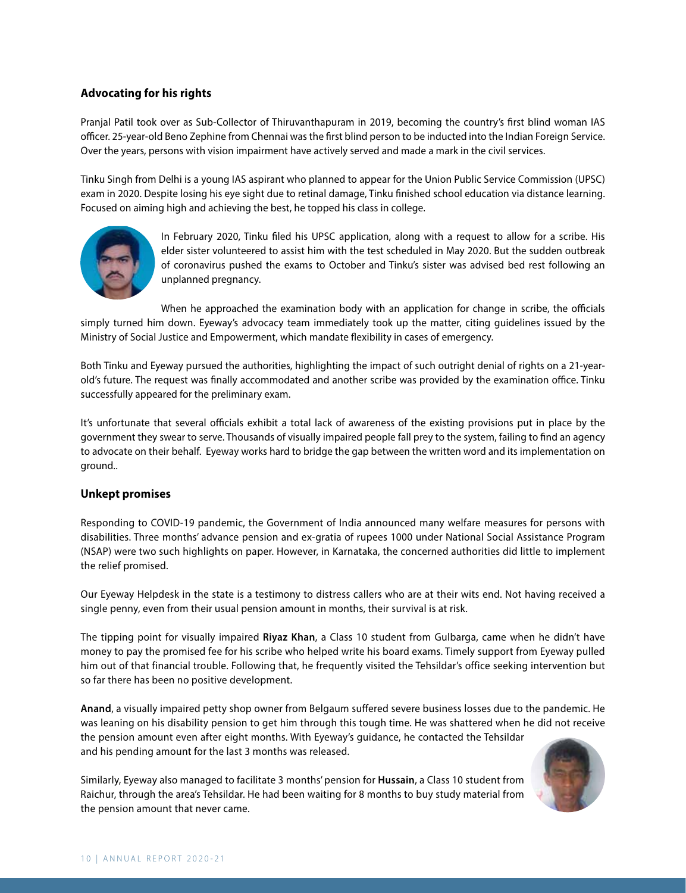## Advocating for his rights

Pranjal Patil took over as Sub-Collector of Thiruvanthapuram in 2019, becoming the country's first blind woman IAS officer. 25-year-old Beno Zephine from Chennai was the first blind person to be inducted into the Indian Foreign Service. Over the years, persons with vision impairment have actively served and made a mark in the civil services.

Tinku Singh from Delhi is a young IAS aspirant who planned to appear for the Union Public Service Commission (UPSC) exam in 2020. Despite losing his eye sight due to retinal damage, Tinku finished school education via distance learning. Focused on aiming high and achieving the best, he topped his class in college.

In February 2020, Tinku filed his UPSC application, along with a request to allow for a scribe. His elder sister volunteered to assist him with the test scheduled in May 2020. But the sudden outbreak of coronavirus pushed the exams to October and Tinku's sister was advised bed rest following an unplanned pregnancy.

When he approached the examination body with an application for change in scribe, the officials simply turned him down. Eyeway's advocacy team immediately took up the matter, citing guidelines issued by the Ministry of Social Justice and Empowerment, which mandate flexibility in cases of emergency.

Both Tinku and Eyeway pursued the authorities, highlighting the impact of such outright denial of rights on a 21-year-old's future. The request was finally accommodated and another scribe was provided by the examination office. Tinku successfully appeared for the preliminary exam.

It's unfortunate that several officials exhibit a total lack of awareness of the existing provisions put in place by the government they swear to serve. Thousands of visually impaired people fall prey to the system, failing to find an agency to advocate on their behalf. Eyeway works hard to bridge the gap between the written word and its implementation on ground..

## Unkept promises

Responding to COVID-19 pandemic, the Government of India announced many welfare measures for persons with disabilities. Three months' advance pension and ex-gratia of rupees 1000 under National Social Assistance Program (NSAP) were two such highlights on paper. However, in Karnataka, the concerned authorities did little to implement the relief promised.

Our Eyeway Helpdesk in the state is a testimony to distress callers who are at their wits end. Not having received a single penny, even from their usual pension amount in months, their survival is at risk.

The tipping point for visually impaired **Riyaz Khan**, a Class 10 student from Gulbarga, came when he didn't have money to pay the promised fee for his scribe who helped write his board exams. Timely support from Eyeway pulled him out of that financial trouble. Following that, he frequently visited the Tehsildar's office seeking intervention but so far there has been no positive development.

**Anand**, a visually impaired petty shop owner from Belgaum suffered severe business losses due to the pandemic. He was leaning on his disability pension to get him through this tough time. He was shattered when he did not receive the pension amount even after eight months. With Eyeway's guidance, he contacted the Tehsildar and his pending amount for the last 3 months was released.

Similarly, Eyeway also managed to facilitate 3 months' pension for **Hussain**, a Class 10 student from Raichur, through the area's Tehsildar. He had been waiting for 8 months to buy study material from the pension amount that never came.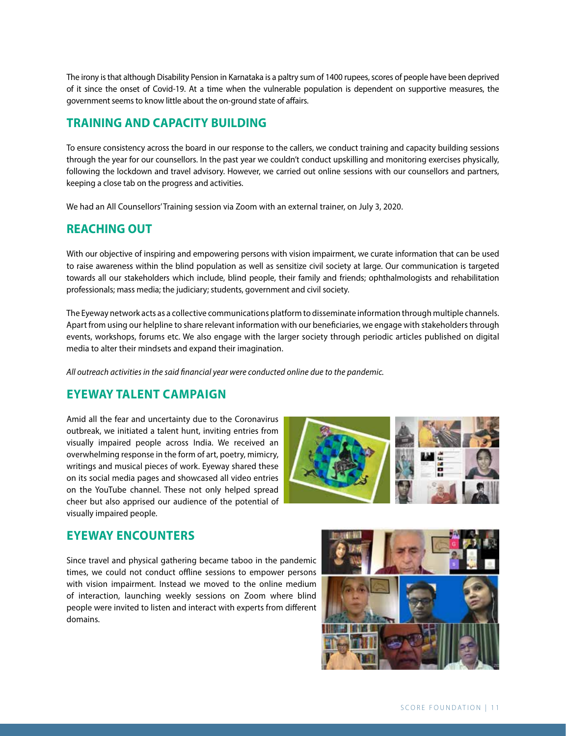The irony is that although Disability Pension in Karnataka is a paltry sum of 1400 rupees, scores of people have been deprived of it since the onset of Covid-19. At a time when the vulnerable population is dependent on supportive measures, the government seems to know little about the on-ground state of affairs.

## TRAINING AND CAPACITY BUILDING

To ensure consistency across the board in our response to the callers, we conduct training and capacity building sessions through the year for our counsellors. In the past year we couldn't conduct upskilling and monitoring exercises physically, following the lockdown and travel advisory. However, we carried out online sessions with our counsellors and partners, keeping a close tab on the progress and activities.

We had an All Counsellors' Training session via Zoom with an external trainer, on July 3, 2020.

## REACHING OUT

With our objective of inspiring and empowering persons with vision impairment, we curate information that can be used to raise awareness within the blind population as well as sensitize civil society at large. Our communication is targeted towards all our stakeholders which include, blind people, their family and friends; ophthalmologists and rehabilitation professionals; mass media; the judiciary; students, government and civil society.

The Eyeway network acts as a collective communications platform to disseminate information through multiple channels. Apart from using our helpline to share relevant information with our beneficiaries, we engage with stakeholders through events, workshops, forums etc. We also engage with the larger society through periodic articles published on digital media to alter their mindsets and expand their imagination.

*All outreach activities in the said financial year were conducted online due to the pandemic.*

## EYEWAY TALENT CAMPAIGN

Amid all the fear and uncertainty due to the Coronavirus outbreak, we initiated a talent hunt, inviting entries from visually impaired people across India. We received an overwhelming response in the form of art, poetry, mimicry, writings and musical pieces of work. Eyeway shared these on its social media pages and showcased all video entries on the YouTube channel. These not only helped spread cheer but also apprised our audience of the potential of visually impaired people.

## EYEWAY ENCOUNTERS

Since travel and physical gathering became taboo in the pandemic times, we could not conduct offline sessions to empower persons with vision impairment. Instead we moved to the online medium of interaction, launching weekly sessions on Zoom where blind people were invited to listen and interact with experts from different domains.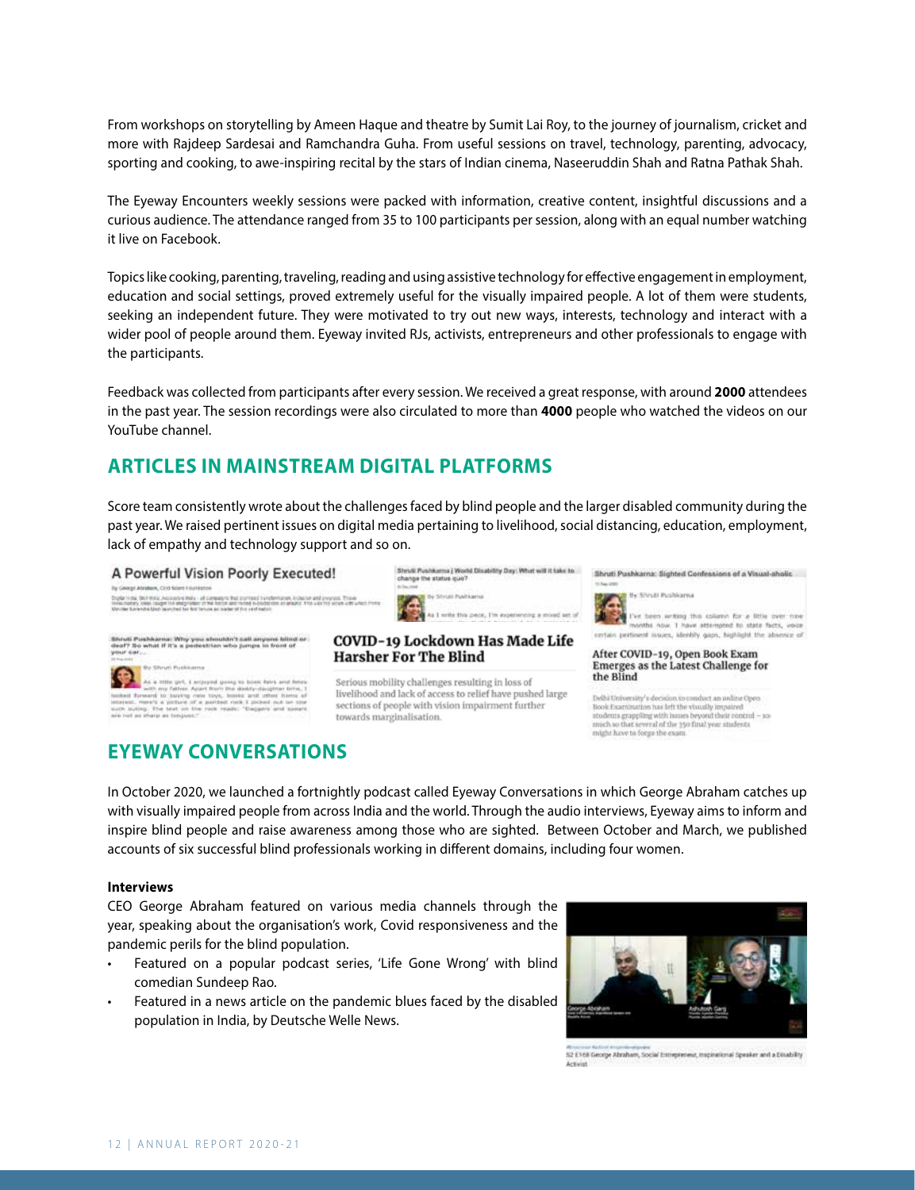From workshops on storytelling by Ameen Haque and theatre by Sumit Lai Roy, to the journey of journalism, cricket and more with Rajdeep Sardesai and Ramchandra Guha. From useful sessions on travel, technology, parenting, advocacy, sporting and cooking, to awe-inspiring recital by the stars of Indian cinema, Naseeruddin Shah and Ratna Pathak Shah.

The Eyeway Encounters weekly sessions were packed with information, creative content, insightful discussions and a curious audience. The attendance ranged from 35 to 100 participants per session, along with an equal number watching it live on Facebook.

Topics like cooking, parenting, traveling, reading and using assistive technology for effective engagement in employment, education and social settings, proved extremely useful for the visually impaired people. A lot of them were students, seeking an independent future. They were motivated to try out new ways, interests, technology and interact with a wider pool of people around them. Eyeway invited RJs, activists, entrepreneurs and other professionals to engage with the participants.

Feedback was collected from participants after every session. We received a great response, with around **2000** attendees in the past year. The session recordings were also circulated to more than **4000** people who watched the videos on our YouTube channel.

## ARTICLES IN MAINSTREAM DIGITAL PLATFORMS

Score team consistently wrote about the challenges faced by blind people and the larger disabled community during the past year. We raised pertinent issues on digital media pertaining to livelihood, social distancing, education, employment, lack of empathy and technology support and so on.

A Powerful Vision Poorly Executed!

Shruti Pushkarna | World Disability Day: What will it take to change the status quo?

Shruti Pushkarna: Sighted Confessions of a Visual-aholic

Shruti Pushkarna: Why you shouldn't call anyone blind or deaf? So what if it's a pedestrian who jumps in front of your car...

COVID-19 Lockdown Has Made Life Harsher For The Blind

Serious mobility challenges resulting in loss of livelihood and lack of access to relief have pushed large sections of people with vision impairment further towards marginalisation.

After COVID-19, Open Book Exam Emerges as the Latest Challenge for the Blind

## EYEWAY CONVERSATIONS

In October 2020, we launched a fortnightly podcast called Eyeway Conversations in which George Abraham catches up with visually impaired people from across India and the world. Through the audio interviews, Eyeway aims to inform and inspire blind people and raise awareness among those who are sighted. Between October and March, we published accounts of six successful blind professionals working in different domains, including four women.

**Interviews**

CEO George Abraham featured on various media channels through the year, speaking about the organisation's work, Covid responsiveness and the pandemic perils for the blind population.

- Featured on a popular podcast series, 'Life Gone Wrong' with blind comedian Sundeep Rao.
- Featured in a news article on the pandemic blues faced by the disabled population in India, by Deutsche Welle News.

S2 E168 George Abraham, Social Entrepreneur, Inspirational Speaker and a Disability Activist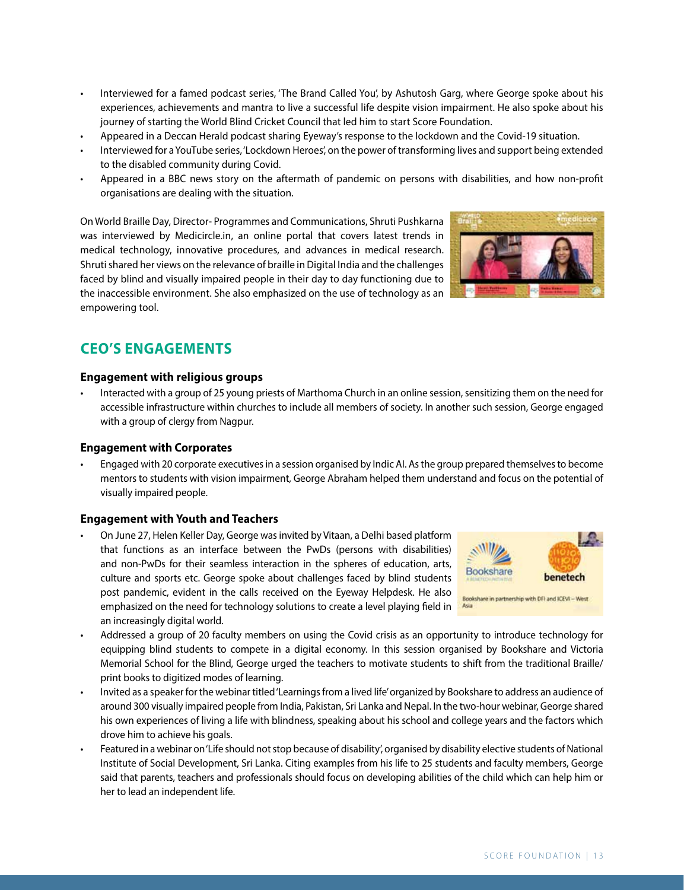- Interviewed for a famed podcast series, 'The Brand Called You', by Ashutosh Garg, where George spoke about his experiences, achievements and mantra to live a successful life despite vision impairment. He also spoke about his journey of starting the World Blind Cricket Council that led him to start Score Foundation.
- Appeared in a Deccan Herald podcast sharing Eyeway's response to the lockdown and the Covid-19 situation.
- Interviewed for a YouTube series, 'Lockdown Heroes', on the power of transforming lives and support being extended to the disabled community during Covid.
- Appeared in a BBC news story on the aftermath of pandemic on persons with disabilities, and how non-profit organisations are dealing with the situation.

On World Braille Day, Director- Programmes and Communications, Shruti Pushkarna was interviewed by Medicircle.in, an online portal that covers latest trends in medical technology, innovative procedures, and advances in medical research. Shruti shared her views on the relevance of braille in Digital India and the challenges faced by blind and visually impaired people in their day to day functioning due to the inaccessible environment. She also emphasized on the use of technology as an empowering tool.

## CEO'S ENGAGEMENTS

### Engagement with religious groups

- Interacted with a group of 25 young priests of Marthoma Church in an online session, sensitizing them on the need for accessible infrastructure within churches to include all members of society. In another such session, George engaged with a group of clergy from Nagpur.

### Engagement with Corporates

- Engaged with 20 corporate executives in a session organised by Indic AI. As the group prepared themselves to become mentors to students with vision impairment, George Abraham helped them understand and focus on the potential of visually impaired people.

### Engagement with Youth and Teachers

- On June 27, Helen Keller Day, George was invited by Vitaan, a Delhi based platform that functions as an interface between the PwDs (persons with disabilities) and non-PwDs for their seamless interaction in the spheres of education, arts, culture and sports etc. George spoke about challenges faced by blind students post pandemic, evident in the calls received on the Eyeway Helpdesk. He also emphasized on the need for technology solutions to create a level playing field in an increasingly digital world.
- Addressed a group of 20 faculty members on using the Covid crisis as an opportunity to introduce technology for equipping blind students to compete in a digital economy. In this session organised by Bookshare and Victoria Memorial School for the Blind, George urged the teachers to motivate students to shift from the traditional Braille/ print books to digitized modes of learning.
- Invited as a speaker for the webinar titled 'Learnings from a lived life' organized by Bookshare to address an audience of around 300 visually impaired people from India, Pakistan, Sri Lanka and Nepal. In the two-hour webinar, George shared his own experiences of living a life with blindness, speaking about his school and college years and the factors which drove him to achieve his goals.
- Featured in a webinar on 'Life should not stop because of disability', organised by disability elective students of National Institute of Social Development, Sri Lanka. Citing examples from his life to 25 students and faculty members, George said that parents, teachers and professionals should focus on developing abilities of the child which can help him or her to lead an independent life.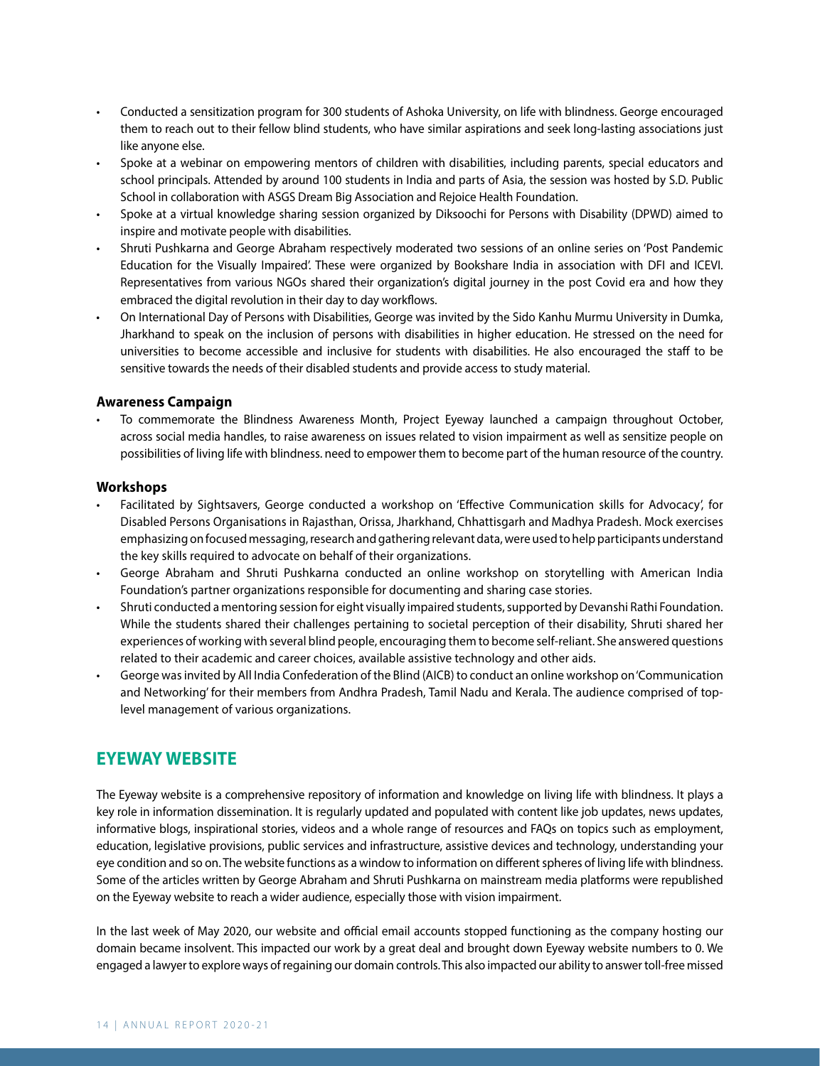- Conducted a sensitization program for 300 students of Ashoka University, on life with blindness. George encouraged them to reach out to their fellow blind students, who have similar aspirations and seek long-lasting associations just like anyone else.
- Spoke at a webinar on empowering mentors of children with disabilities, including parents, special educators and school principals. Attended by around 100 students in India and parts of Asia, the session was hosted by S.D. Public School in collaboration with ASGS Dream Big Association and Rejoice Health Foundation.
- Spoke at a virtual knowledge sharing session organized by Diksoochi for Persons with Disability (DPWD) aimed to inspire and motivate people with disabilities.
- Shruti Pushkarna and George Abraham respectively moderated two sessions of an online series on 'Post Pandemic Education for the Visually Impaired'. These were organized by Bookshare India in association with DFI and ICEVI. Representatives from various NGOs shared their organization's digital journey in the post Covid era and how they embraced the digital revolution in their day to day workflows.
- On International Day of Persons with Disabilities, George was invited by the Sido Kanhu Murmu University in Dumka, Jharkhand to speak on the inclusion of persons with disabilities in higher education. He stressed on the need for universities to become accessible and inclusive for students with disabilities. He also encouraged the staff to be sensitive towards the needs of their disabled students and provide access to study material.

### Awareness Campaign

- To commemorate the Blindness Awareness Month, Project Eyeway launched a campaign throughout October, across social media handles, to raise awareness on issues related to vision impairment as well as sensitize people on possibilities of living life with blindness. need to empower them to become part of the human resource of the country.

### Workshops

- Facilitated by Sightsavers, George conducted a workshop on 'Effective Communication skills for Advocacy', for Disabled Persons Organisations in Rajasthan, Orissa, Jharkhand, Chhattisgarh and Madhya Pradesh. Mock exercises emphasizing on focused messaging, research and gathering relevant data, were used to help participants understand the key skills required to advocate on behalf of their organizations.
- George Abraham and Shruti Pushkarna conducted an online workshop on storytelling with American India Foundation's partner organizations responsible for documenting and sharing case stories.
- Shruti conducted a mentoring session for eight visually impaired students, supported by Devanshi Rathi Foundation. While the students shared their challenges pertaining to societal perception of their disability, Shruti shared her experiences of working with several blind people, encouraging them to become self-reliant. She answered questions related to their academic and career choices, available assistive technology and other aids.
- George was invited by All India Confederation of the Blind (AICB) to conduct an online workshop on 'Communication and Networking' for their members from Andhra Pradesh, Tamil Nadu and Kerala. The audience comprised of top-level management of various organizations.

## EYEWAY WEBSITE

The Eyeway website is a comprehensive repository of information and knowledge on living life with blindness. It plays a key role in information dissemination. It is regularly updated and populated with content like job updates, news updates, informative blogs, inspirational stories, videos and a whole range of resources and FAQs on topics such as employment, education, legislative provisions, public services and infrastructure, assistive devices and technology, understanding your eye condition and so on. The website functions as a window to information on different spheres of living life with blindness. Some of the articles written by George Abraham and Shruti Pushkarna on mainstream media platforms were republished on the Eyeway website to reach a wider audience, especially those with vision impairment.

In the last week of May 2020, our website and official email accounts stopped functioning as the company hosting our domain became insolvent. This impacted our work by a great deal and brought down Eyeway website numbers to 0. We engaged a lawyer to explore ways of regaining our domain controls. This also impacted our ability to answer toll-free missed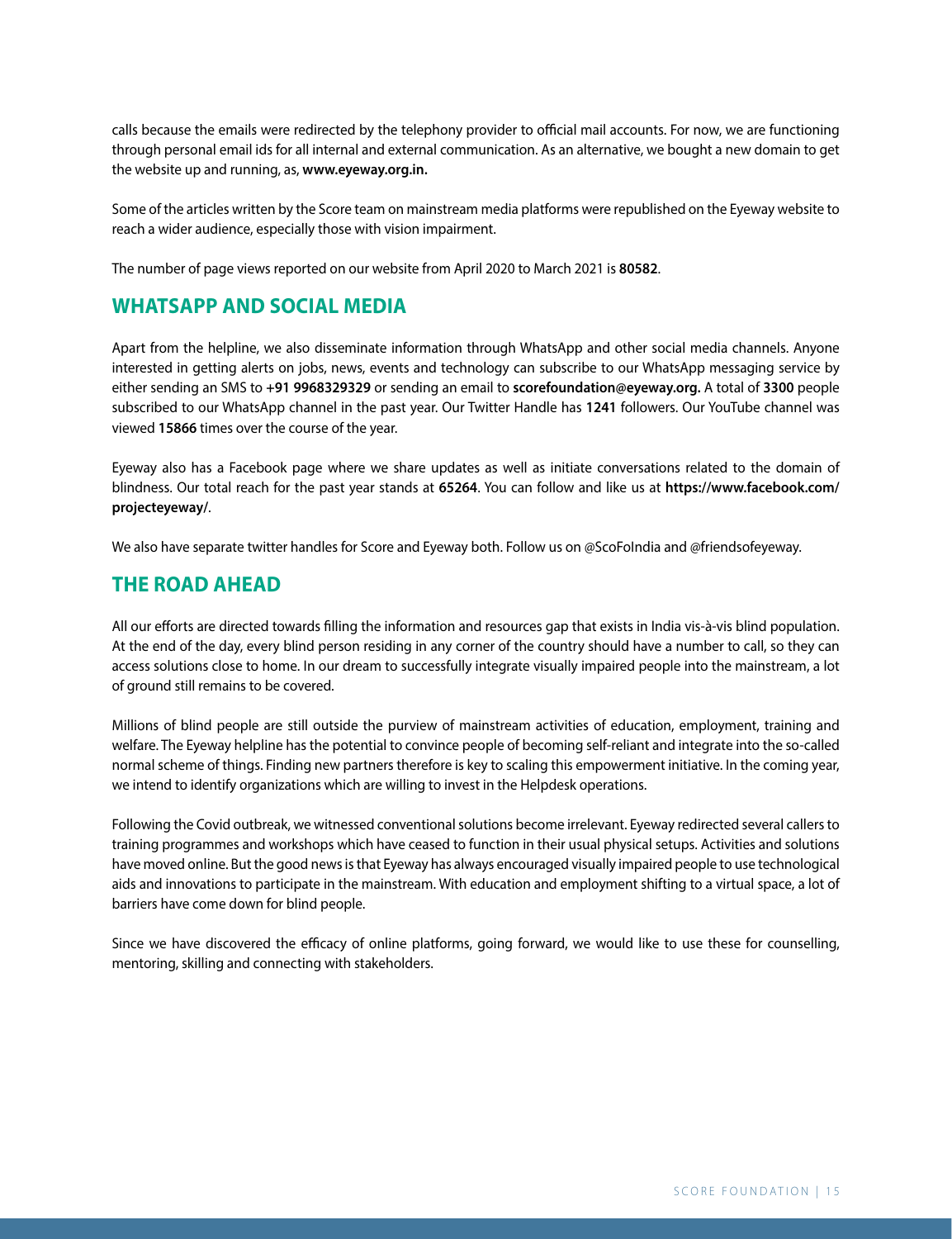calls because the emails were redirected by the telephony provider to official mail accounts. For now, we are functioning through personal email ids for all internal and external communication. As an alternative, we bought a new domain to get the website up and running, as, **www.eyeway.org.in.**

Some of the articles written by the Score team on mainstream media platforms were republished on the Eyeway website to reach a wider audience, especially those with vision impairment.

The number of page views reported on our website from April 2020 to March 2021 is **80582**.

## WHATSAPP AND SOCIAL MEDIA

Apart from the helpline, we also disseminate information through WhatsApp and other social media channels. Anyone interested in getting alerts on jobs, news, events and technology can subscribe to our WhatsApp messaging service by either sending an SMS to **+91 9968329329** or sending an email to **scorefoundation@eyeway.org.** A total of **3300** people subscribed to our WhatsApp channel in the past year. Our Twitter Handle has **1241** followers. Our YouTube channel was viewed **15866** times over the course of the year.

Eyeway also has a Facebook page where we share updates as well as initiate conversations related to the domain of blindness. Our total reach for the past year stands at **65264**. You can follow and like us at **https://www.facebook.com/projecteyeway/**.

We also have separate twitter handles for Score and Eyeway both. Follow us on @ScoFoIndia and @friendsofeyeway.

## THE ROAD AHEAD

All our efforts are directed towards filling the information and resources gap that exists in India vis-à-vis blind population. At the end of the day, every blind person residing in any corner of the country should have a number to call, so they can access solutions close to home. In our dream to successfully integrate visually impaired people into the mainstream, a lot of ground still remains to be covered.

Millions of blind people are still outside the purview of mainstream activities of education, employment, training and welfare. The Eyeway helpline has the potential to convince people of becoming self-reliant and integrate into the so-called normal scheme of things. Finding new partners therefore is key to scaling this empowerment initiative. In the coming year, we intend to identify organizations which are willing to invest in the Helpdesk operations.

Following the Covid outbreak, we witnessed conventional solutions become irrelevant. Eyeway redirected several callers to training programmes and workshops which have ceased to function in their usual physical setups. Activities and solutions have moved online. But the good news is that Eyeway has always encouraged visually impaired people to use technological aids and innovations to participate in the mainstream. With education and employment shifting to a virtual space, a lot of barriers have come down for blind people.

Since we have discovered the efficacy of online platforms, going forward, we would like to use these for counselling, mentoring, skilling and connecting with stakeholders.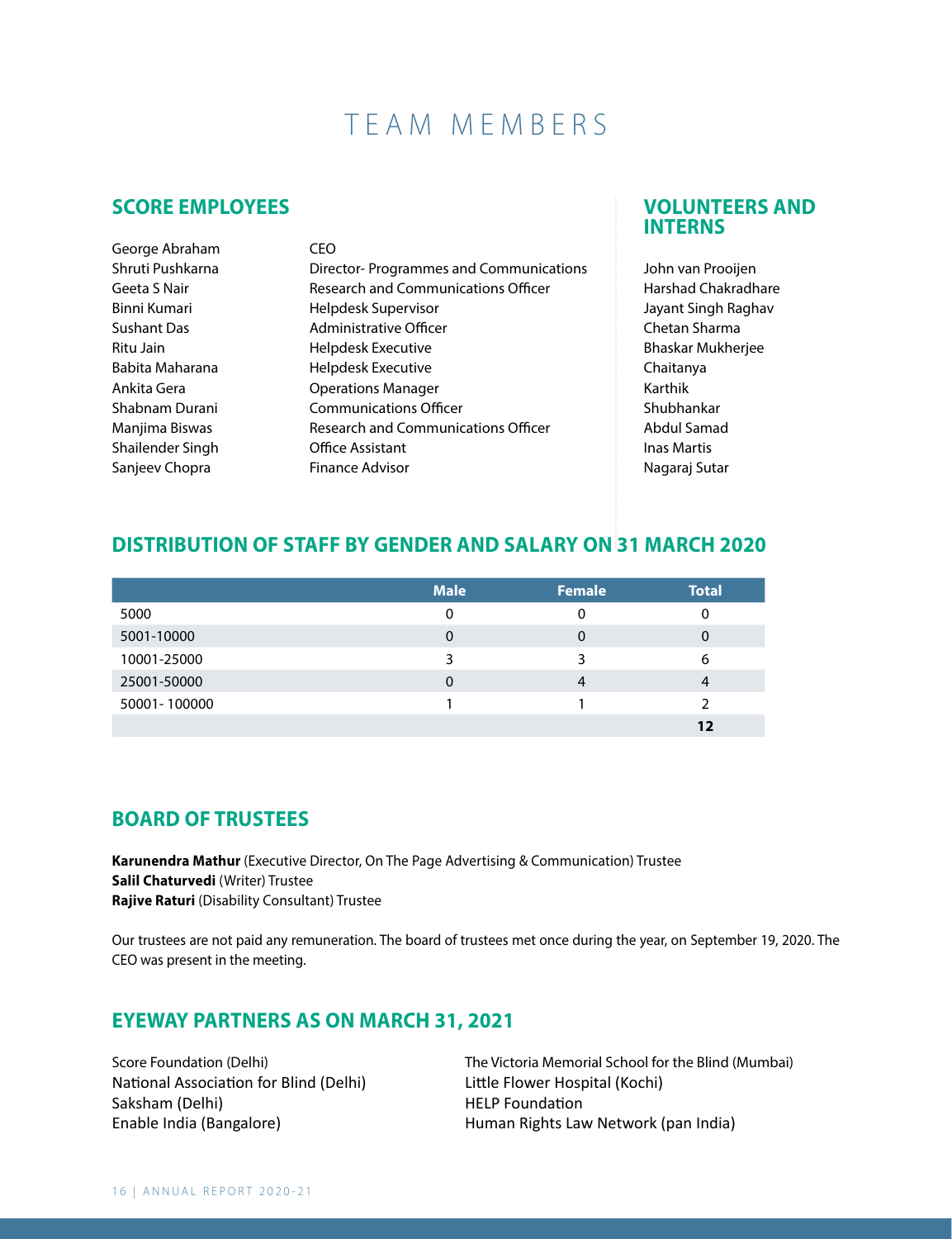# TEAM MEMBERS

## SCORE EMPLOYEES

| | |
|---|---|
| George Abraham | CEO |
| Shruti Pushkarna | Director- Programmes and Communications |
| Geeta S Nair | Research and Communications Officer |
| Binni Kumari | Helpdesk Supervisor |
| Sushant Das | Administrative Officer |
| Ritu Jain | Helpdesk Executive |
| Babita Maharana | Helpdesk Executive |
| Ankita Gera | Operations Manager |
| Shabnam Durani | Communications Officer |
| Manjima Biswas | Research and Communications Officer |
| Shailender Singh | Office Assistant |
| Sanjeev Chopra | Finance Advisor |

## VOLUNTEERS AND INTERNS

John van Prooijen
Harshad Chakradhare
Jayant Singh Raghav
Chetan Sharma
Bhaskar Mukherjee
Chaitanya
Karthik
Shubhankar
Abdul Samad
Inas Martis
Nagaraj Sutar

## DISTRIBUTION OF STAFF BY GENDER AND SALARY ON 31 MARCH 2020

| | Male | Female | Total |
|---|---|---|---|
| 5000 | 0 | 0 | 0 |
| 5001-10000 | 0 | 0 | 0 |
| 10001-25000 | 3 | 3 | 6 |
| 25001-50000 | 0 | 4 | 4 |
| 50001- 100000 | 1 | 1 | 2 |
| | | | **12** |

## BOARD OF TRUSTEES

**Karunendra Mathur** (Executive Director, On The Page Advertising & Communication) Trustee
**Salil Chaturvedi** (Writer) Trustee
**Rajive Raturi** (Disability Consultant) Trustee

Our trustees are not paid any remuneration. The board of trustees met once during the year, on September 19, 2020. The CEO was present in the meeting.

## EYEWAY PARTNERS AS ON MARCH 31, 2021

Score Foundation (Delhi)
National Association for Blind (Delhi)
Saksham (Delhi)
Enable India (Bangalore)
The Victoria Memorial School for the Blind (Mumbai)
Little Flower Hospital (Kochi)
HELP Foundation
Human Rights Law Network (pan India)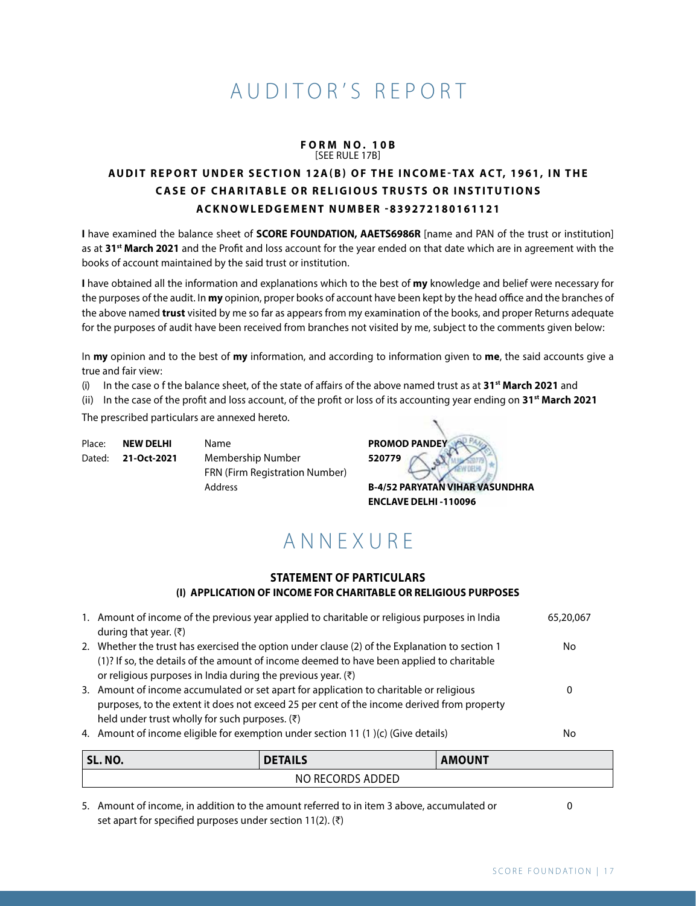# AUDITOR'S REPORT

**FORM NO. 10B**
[SEE RULE 17B]

**AUDIT REPORT UNDER SECTION 12A(B) OF THE INCOME-TAX ACT, 1961, IN THE CASE OF CHARITABLE OR RELIGIOUS TRUSTS OR INSTITUTIONS**

**ACKNOWLEDGEMENT NUMBER -839272180161121**

**I** have examined the balance sheet of **SCORE FOUNDATION, AAETS6986R** [name and PAN of the trust or institution] as at **31st March 2021** and the Profit and loss account for the year ended on that date which are in agreement with the books of account maintained by the said trust or institution.

**I** have obtained all the information and explanations which to the best of **my** knowledge and belief were necessary for the purposes of the audit. In **my** opinion, proper books of account have been kept by the head office and the branches of the above named **trust** visited by me so far as appears from my examination of the books, and proper Returns adequate for the purposes of audit have been received from branches not visited by me, subject to the comments given below:

In **my** opinion and to the best of **my** information, and according to information given to **me**, the said accounts give a true and fair view:

(i) In the case o f the balance sheet, of the state of affairs of the above named trust as at **31st March 2021** and

(ii) In the case of the profit and loss account, of the profit or loss of its accounting year ending on **31st March 2021**

The prescribed particulars are annexed hereto.

Place: **NEW DELHI**
Dated: **21-Oct-2021**

Name: **PROMOD PANDEY**
Membership Number: **520779**
FRN (Firm Registration Number):
Address: **B-4/52 PARYATAN VIHAR VASUNDHRA ENCLAVE DELHI -110096**

# ANNEXURE

**STATEMENT OF PARTICULARS**
**(I) APPLICATION OF INCOME FOR CHARITABLE OR RELIGIOUS PURPOSES**

1. Amount of income of the previous year applied to charitable or religious purposes in India during that year. (₹) — 65,20,067
2. Whether the trust has exercised the option under clause (2) of the Explanation to section 1 (1)? If so, the details of the amount of income deemed to have been applied to charitable or religious purposes in India during the previous year. (₹) — No
3. Amount of income accumulated or set apart for application to charitable or religious purposes, to the extent it does not exceed 25 per cent of the income derived from property held under trust wholly for such purposes. (₹) — 0
4. Amount of income eligible for exemption under section 11 (1 )(c) (Give details) — No

| SL. NO. | DETAILS | AMOUNT |
|---|---|---|
| NO RECORDS ADDED | | |

5. Amount of income, in addition to the amount referred to in item 3 above, accumulated or set apart for specified purposes under section 11(2). (₹) — 0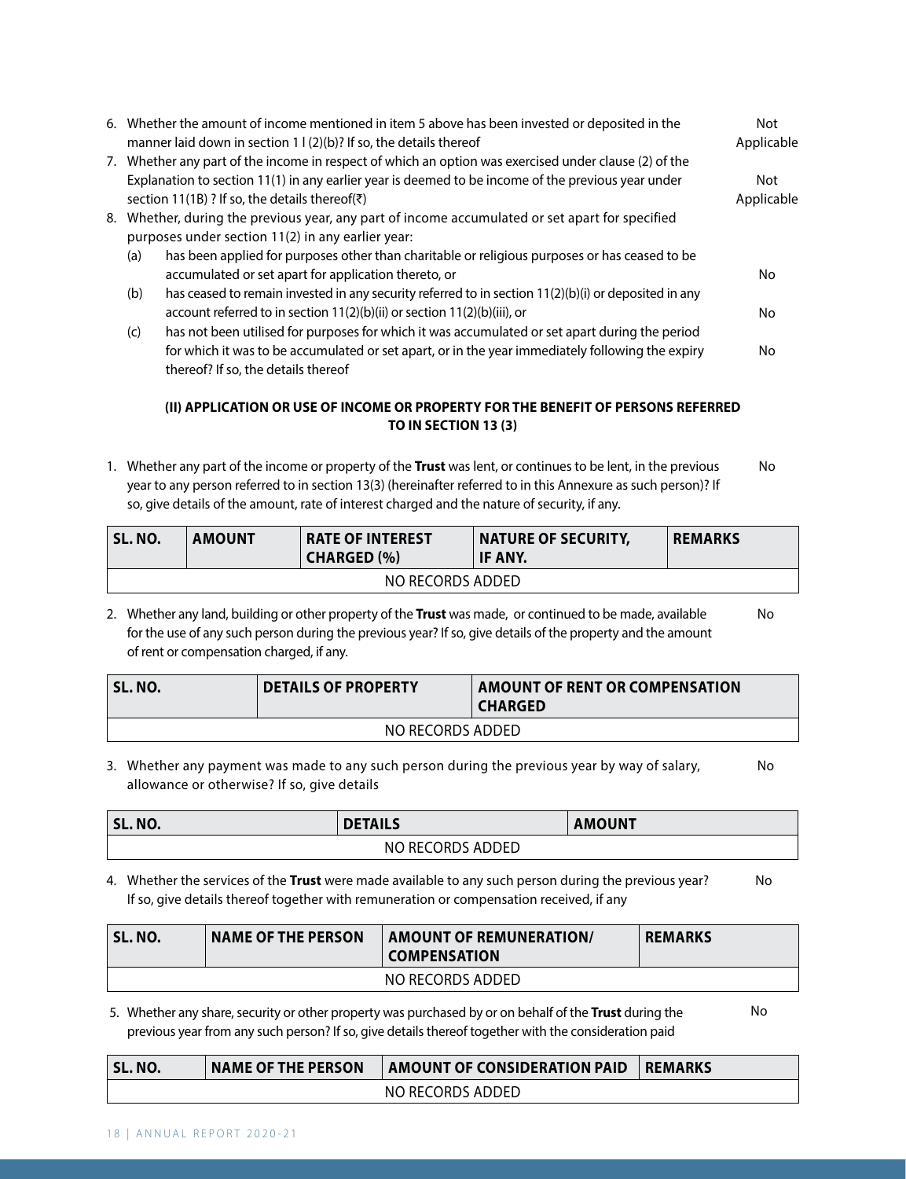6. Whether the amount of income mentioned in item 5 above has been invested or deposited in the manner laid down in section 1 l (2)(b)? If so, the details thereof — Not Applicable
7. Whether any part of the income in respect of which an option was exercised under clause (2) of the Explanation to section 11(1) in any earlier year is deemed to be income of the previous year under section 11(1B) ? If so, the details thereof(₹) — Not Applicable
8. Whether, during the previous year, any part of income accumulated or set apart for specified purposes under section 11(2) in any earlier year:
   - (a) has been applied for purposes other than charitable or religious purposes or has ceased to be accumulated or set apart for application thereto, or — No
   - (b) has ceased to remain invested in any security referred to in section 11(2)(b)(i) or deposited in any account referred to in section 11(2)(b)(ii) or section 11(2)(b)(iii), or — No
   - (c) has not been utilised for purposes for which it was accumulated or set apart during the period for which it was to be accumulated or set apart, or in the year immediately following the expiry thereof? If so, the details thereof — No

### (II) APPLICATION OR USE OF INCOME OR PROPERTY FOR THE BENEFIT OF PERSONS REFERRED TO IN SECTION 13 (3)

1. Whether any part of the income or property of the **Trust** was lent, or continues to be lent, in the previous year to any person referred to in section 13(3) (hereinafter referred to in this Annexure as such person)? If so, give details of the amount, rate of interest charged and the nature of security, if any. — No

| SL. NO. | AMOUNT | RATE OF INTEREST CHARGED (%) | NATURE OF SECURITY, IF ANY. | REMARKS |
|---|---|---|---|---|
| NO RECORDS ADDED | | | | |

2. Whether any land, building or other property of the **Trust** was made, or continued to be made, available for the use of any such person during the previous year? If so, give details of the property and the amount of rent or compensation charged, if any. — No

| SL. NO. | DETAILS OF PROPERTY | AMOUNT OF RENT OR COMPENSATION CHARGED |
|---|---|---|
| NO RECORDS ADDED | | |

3. Whether any payment was made to any such person during the previous year by way of salary, allowance or otherwise? If so, give details — No

| SL. NO. | DETAILS | AMOUNT |
|---|---|---|
| NO RECORDS ADDED | | |

4. Whether the services of the **Trust** were made available to any such person during the previous year? If so, give details thereof together with remuneration or compensation received, if any — No

| SL. NO. | NAME OF THE PERSON | AMOUNT OF REMUNERATION/ COMPENSATION | REMARKS |
|---|---|---|---|
| NO RECORDS ADDED | | | |

5. Whether any share, security or other property was purchased by or on behalf of the **Trust** during the previous year from any such person? If so, give details thereof together with the consideration paid — No

| SL. NO. | NAME OF THE PERSON | AMOUNT OF CONSIDERATION PAID | REMARKS |
|---|---|---|---|
| NO RECORDS ADDED | | | |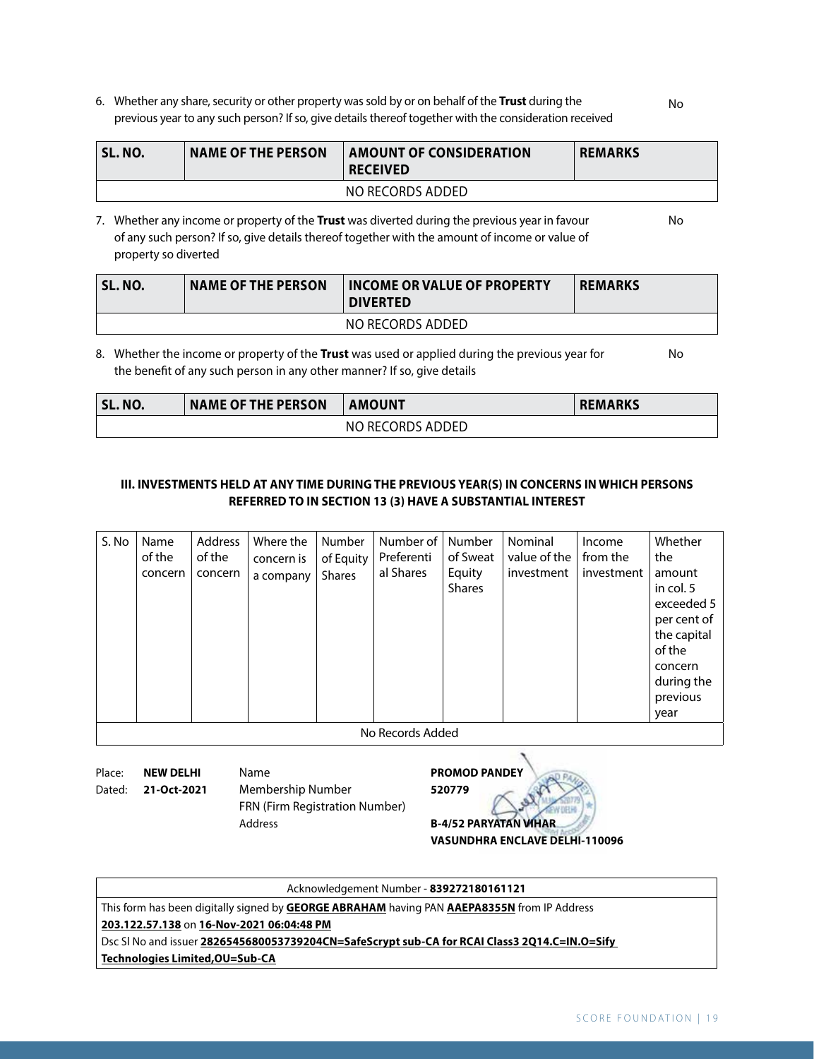6. Whether any share, security or other property was sold by or on behalf of the **Trust** during the previous year to any such person? If so, give details thereof together with the consideration received — No

| SL. NO. | NAME OF THE PERSON | AMOUNT OF CONSIDERATION RECEIVED | REMARKS |
|---|---|---|---|
| NO RECORDS ADDED | | | |

7. Whether any income or property of the **Trust** was diverted during the previous year in favour of any such person? If so, give details thereof together with the amount of income or value of property so diverted — No

| SL. NO. | NAME OF THE PERSON | INCOME OR VALUE OF PROPERTY DIVERTED | REMARKS |
|---|---|---|---|
| NO RECORDS ADDED | | | |

8. Whether the income or property of the **Trust** was used or applied during the previous year for the benefit of any such person in any other manner? If so, give details — No

| SL. NO. | NAME OF THE PERSON | AMOUNT | REMARKS |
|---|---|---|---|
| NO RECORDS ADDED | | | |

### III. INVESTMENTS HELD AT ANY TIME DURING THE PREVIOUS YEAR(S) IN CONCERNS IN WHICH PERSONS REFERRED TO IN SECTION 13 (3) HAVE A SUBSTANTIAL INTEREST

| S. No | Name of the concern | Address of the concern | Where the concern is a company | Number of Equity Shares | Number of Preferential Shares | Number of Sweat Equity Shares | Nominal value of the investment | Income from the investment | Whether the amount in col. 5 exceeded 5 per cent of the capital of the concern during the previous year |
|---|---|---|---|---|---|---|---|---|---|
| No Records Added | | | | | | | | | |

Place: **NEW DELHI**
Dated: **21-Oct-2021**

Name: **PROMOD PANDEY**
Membership Number: **520779**
FRN (Firm Registration Number):
Address: **B-4/52 PARYATAN VIHAR VASUNDHRA ENCLAVE DELHI-110096**

| Acknowledgement Number - **839272180161121** |
|---|
| This form has been digitally signed by **GEORGE ABRAHAM** having PAN **AAEPA8355N** from IP Address **203.122.57.138** on **16-Nov-2021 06:04:48 PM** |
| Dsc Sl No and issuer **2826545680053739204CN=SafeScrypt sub-CA for RCAI Class3 2Q14.C=IN.O=Sify Technologies Limited,OU=Sub-CA** |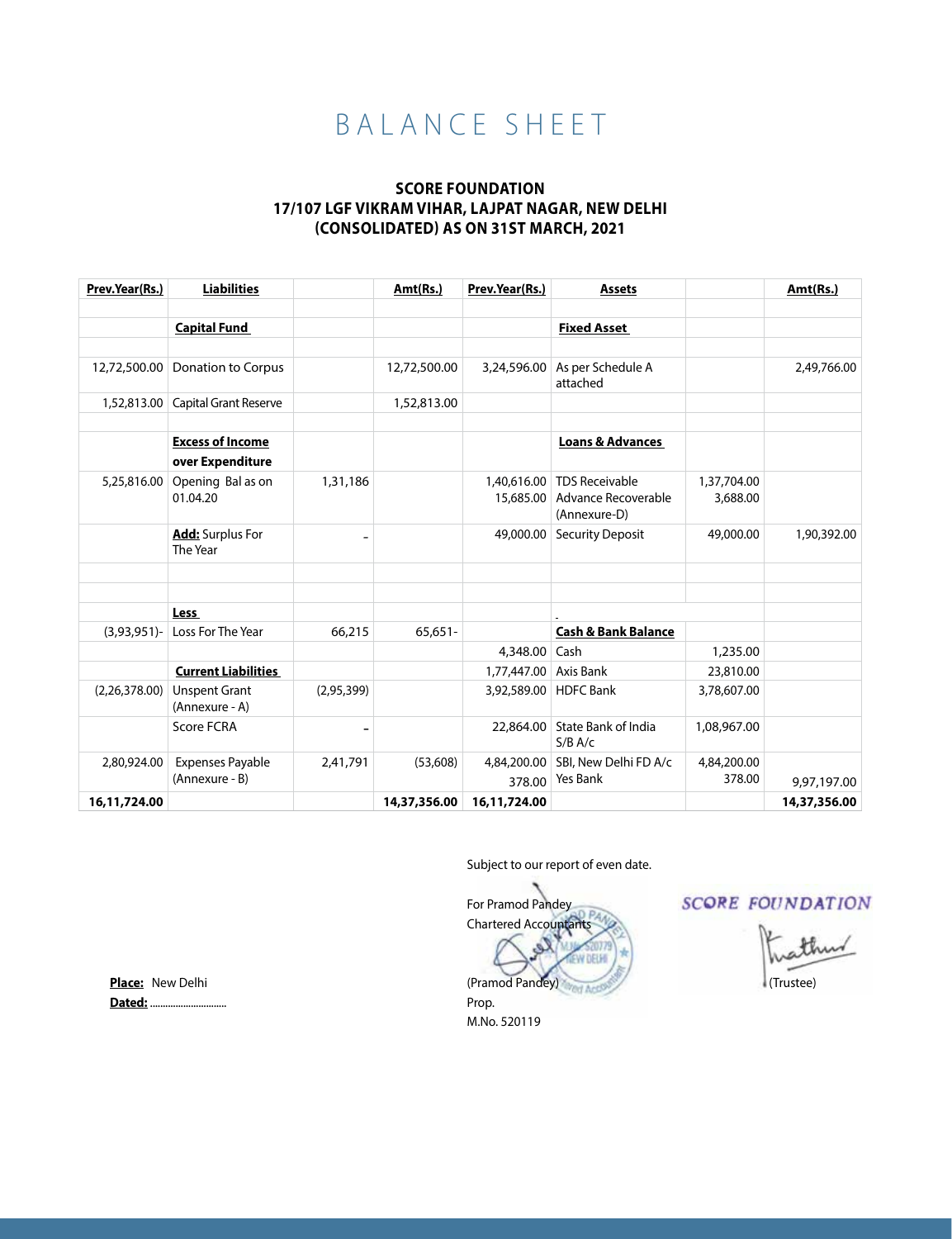# BALANCE SHEET

**SCORE FOUNDATION**
**17/107 LGF VIKRAM VIHAR, LAJPAT NAGAR, NEW DELHI**
**(CONSOLIDATED) AS ON 31ST MARCH, 2021**

| Prev.Year(Rs.) | Liabilities | | Amt(Rs.) | Prev.Year(Rs.) | Assets | | Amt(Rs.) |
|---|---|---|---|---|---|---|---|
| | **Capital Fund** | | | | **Fixed Asset** | | |
| 12,72,500.00 | Donation to Corpus | | 12,72,500.00 | 3,24,596.00 | As per Schedule A attached | | 2,49,766.00 |
| 1,52,813.00 | Capital Grant Reserve | | 1,52,813.00 | | | | |
| | **Excess of Income over Expenditure** | | | | **Loans & Advances** | | |
| 5,25,816.00 | Opening Bal as on 01.04.20 | 1,31,186 | | 1,40,616.00<br>15,685.00 | TDS Receivable<br>Advance Recoverable (Annexure-D) | 1,37,704.00<br>3,688.00 | |
| | **Add:** Surplus For The Year | - | | 49,000.00 | Security Deposit | 49,000.00 | 1,90,392.00 |
| | **Less** | | | | | | |
| (3,93,951)- | Loss For The Year | 66,215 | 65,651- | | **Cash & Bank Balance** | | |
| | | | | 4,348.00 | Cash | 1,235.00 | |
| | **Current Liabilities** | | | 1,77,447.00 | Axis Bank | 23,810.00 | |
| (2,26,378.00) | Unspent Grant (Annexure - A) | (2,95,399) | | 3,92,589.00 | HDFC Bank | 3,78,607.00 | |
| | Score FCRA | - | | 22,864.00 | State Bank of India S/B A/c | 1,08,967.00 | |
| 2,80,924.00 | Expenses Payable (Annexure - B) | 2,41,791 | (53,608) | 4,84,200.00<br>378.00 | SBI, New Delhi FD A/c<br>Yes Bank | 4,84,200.00<br>378.00 | 9,97,197.00 |
| **16,11,724.00** | | | **14,37,356.00** | **16,11,724.00** | | | **14,37,356.00** |

Subject to our report of even date.

For Pramod Pandey
Chartered Accountants

(Pramod Pandey)
Prop.
M.No. 520119

SCORE FOUNDATION

(Trustee)

**Place:** New Delhi
**Dated:** ..........................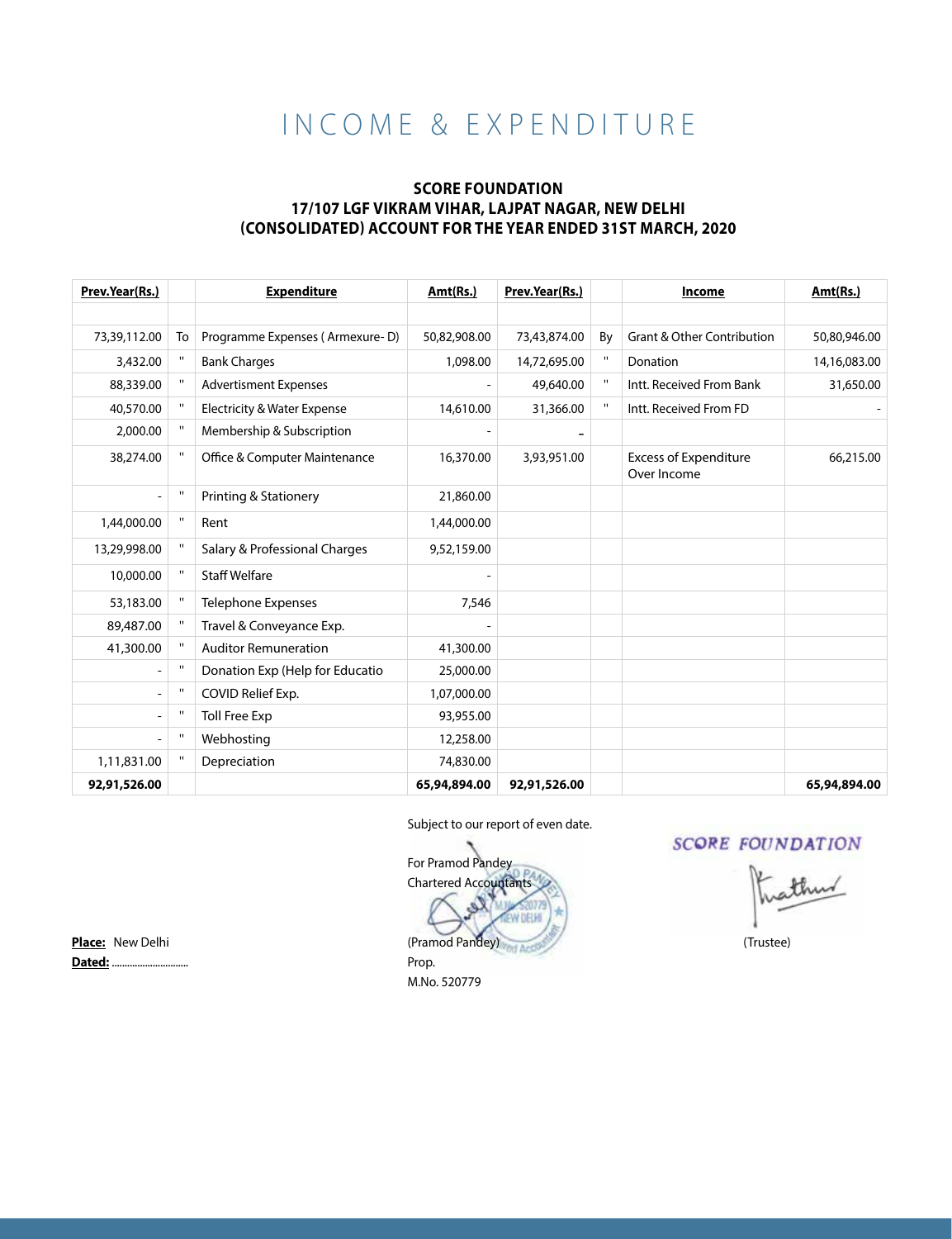# INCOME & EXPENDITURE

**SCORE FOUNDATION**
**17/107 LGF VIKRAM VIHAR, LAJPAT NAGAR, NEW DELHI**
**(CONSOLIDATED) ACCOUNT FOR THE YEAR ENDED 31ST MARCH, 2020**

| **Prev.Year(Rs.)** | | **Expenditure** | **Amt(Rs.)** | **Prev.Year(Rs.)** | | **Income** | **Amt(Rs.)** |
|---|---|---|---|---|---|---|---|
| | | | | | | | |
| 73,39,112.00 | To | Programme Expenses ( Armexure- D) | 50,82,908.00 | 73,43,874.00 | By | Grant & Other Contribution | 50,80,946.00 |
| 3,432.00 | " | Bank Charges | 1,098.00 | 14,72,695.00 | " | Donation | 14,16,083.00 |
| 88,339.00 | " | Advertisment Expenses | - | 49,640.00 | " | Intt. Received From Bank | 31,650.00 |
| 40,570.00 | " | Electricity & Water Expense | 14,610.00 | 31,366.00 | " | Intt. Received From FD | - |
| 2,000.00 | " | Membership & Subscription | - | - | | | |
| 38,274.00 | " | Office & Computer Maintenance | 16,370.00 | 3,93,951.00 | | Excess of Expenditure Over Income | 66,215.00 |
| - | " | Printing & Stationery | 21,860.00 | | | | |
| 1,44,000.00 | " | Rent | 1,44,000.00 | | | | |
| 13,29,998.00 | " | Salary & Professional Charges | 9,52,159.00 | | | | |
| 10,000.00 | " | Staff Welfare | - | | | | |
| 53,183.00 | " | Telephone Expenses | 7,546 | | | | |
| 89,487.00 | " | Travel & Conveyance Exp. | - | | | | |
| 41,300.00 | " | Auditor Remuneration | 41,300.00 | | | | |
| - | " | Donation Exp (Help for Educatio | 25,000.00 | | | | |
| - | " | COVID Relief Exp. | 1,07,000.00 | | | | |
| - | " | Toll Free Exp | 93,955.00 | | | | |
| - | " | Webhosting | 12,258.00 | | | | |
| 1,11,831.00 | " | Depreciation | 74,830.00 | | | | |
| **92,91,526.00** | | | **65,94,894.00** | **92,91,526.00** | | | **65,94,894.00** |

Subject to our report of even date.

For Pramod Pandey
Chartered Accountants

(Pramod Pandey)
Prop.
M.No. 520779

SCORE FOUNDATION

(Trustee)

**Place:** New Delhi
**Dated:** ..............................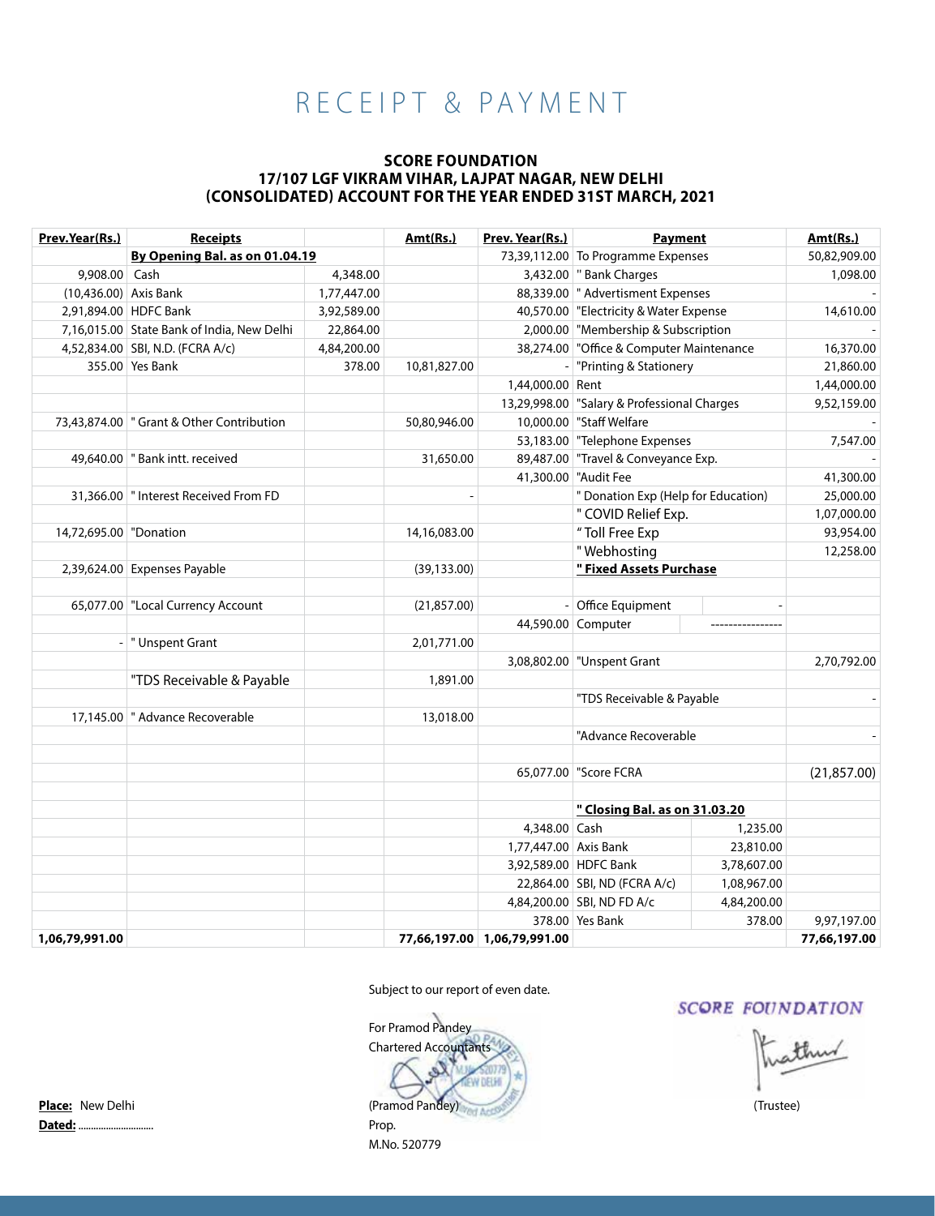# RECEIPT & PAYMENT

**SCORE FOUNDATION**
**17/107 LGF VIKRAM VIHAR, LAJPAT NAGAR, NEW DELHI**
**(CONSOLIDATED) ACCOUNT FOR THE YEAR ENDED 31ST MARCH, 2021**

| Prev.Year(Rs.) | Receipts | | Amt(Rs.) | Prev. Year(Rs.) | Payment | | Amt(Rs.) |
|---|---|---|---|---|---|---|---|
| | **By Opening Bal. as on 01.04.19** | | | 73,39,112.00 | To Programme Expenses | | 50,82,909.00 |
| 9,908.00 | Cash | 4,348.00 | | 3,432.00 | " Bank Charges | | 1,098.00 |
| (10,436.00) | Axis Bank | 1,77,447.00 | | 88,339.00 | " Advertisment Expenses | | - |
| 2,91,894.00 | HDFC Bank | 3,92,589.00 | | 40,570.00 | "Electricity & Water Expense | | 14,610.00 |
| 7,16,015.00 | State Bank of India, New Delhi | 22,864.00 | | 2,000.00 | "Membership & Subscription | | - |
| 4,52,834.00 | SBI, N.D. (FCRA A/c) | 4,84,200.00 | | 38,274.00 | "Office & Computer Maintenance | | 16,370.00 |
| 355.00 | Yes Bank | 378.00 | 10,81,827.00 | - | "Printing & Stationery | | 21,860.00 |
| | | | | 1,44,000.00 | Rent | | 1,44,000.00 |
| | | | | 13,29,998.00 | "Salary & Professional Charges | | 9,52,159.00 |
| 73,43,874.00 | " Grant & Other Contribution | | 50,80,946.00 | 10,000.00 | "Staff Welfare | | - |
| | | | | 53,183.00 | "Telephone Expenses | | 7,547.00 |
| 49,640.00 | " Bank intt. received | | 31,650.00 | 89,487.00 | "Travel & Conveyance Exp. | | - |
| | | | | 41,300.00 | "Audit Fee | | 41,300.00 |
| 31,366.00 | " Interest Received From FD | | - | | " Donation Exp (Help for Education) | | 25,000.00 |
| | | | | | " COVID Relief Exp. | | 1,07,000.00 |
| 14,72,695.00 | "Donation | | 14,16,083.00 | | " Toll Free Exp | | 93,954.00 |
| | | | | | " Webhosting | | 12,258.00 |
| 2,39,624.00 | Expenses Payable | | (39,133.00) | | **" Fixed Assets Purchase** | | |
| | | | | | | | |
| 65,077.00 | "Local Currency Account | | (21,857.00) | - | Office Equipment | - | |
| | | | | 44,590.00 | Computer | ---------------- | |
| - | " Unspent Grant | | 2,01,771.00 | | | | |
| | | | | 3,08,802.00 | "Unspent Grant | | 2,70,792.00 |
| | "TDS Receivable & Payable | | 1,891.00 | | | | |
| | | | | | "TDS Receivable & Payable | | - |
| 17,145.00 | " Advance Recoverable | | 13,018.00 | | | | |
| | | | | | "Advance Recoverable | | - |
| | | | | | | | |
| | | | | 65,077.00 | "Score FCRA | | (21,857.00) |
| | | | | | | | |
| | | | | | **" Closing Bal. as on 31.03.20** | | |
| | | | | 4,348.00 | Cash | 1,235.00 | |
| | | | | 1,77,447.00 | Axis Bank | 23,810.00 | |
| | | | | 3,92,589.00 | HDFC Bank | 3,78,607.00 | |
| | | | | 22,864.00 | SBI, ND (FCRA A/c) | 1,08,967.00 | |
| | | | | 4,84,200.00 | SBI, ND FD A/c | 4,84,200.00 | |
| | | | | 378.00 | Yes Bank | 378.00 | 9,97,197.00 |
| **1,06,79,991.00** | | | **77,66,197.00** | **1,06,79,991.00** | | | **77,66,197.00** |

Subject to our report of even date.

For Pramod Pandey
Chartered Accountants

(Pramod Pandey)
Prop.
M.No. 520779

SCORE FOUNDATION

(Trustee)

**Place:** New Delhi
**Dated:** ..............................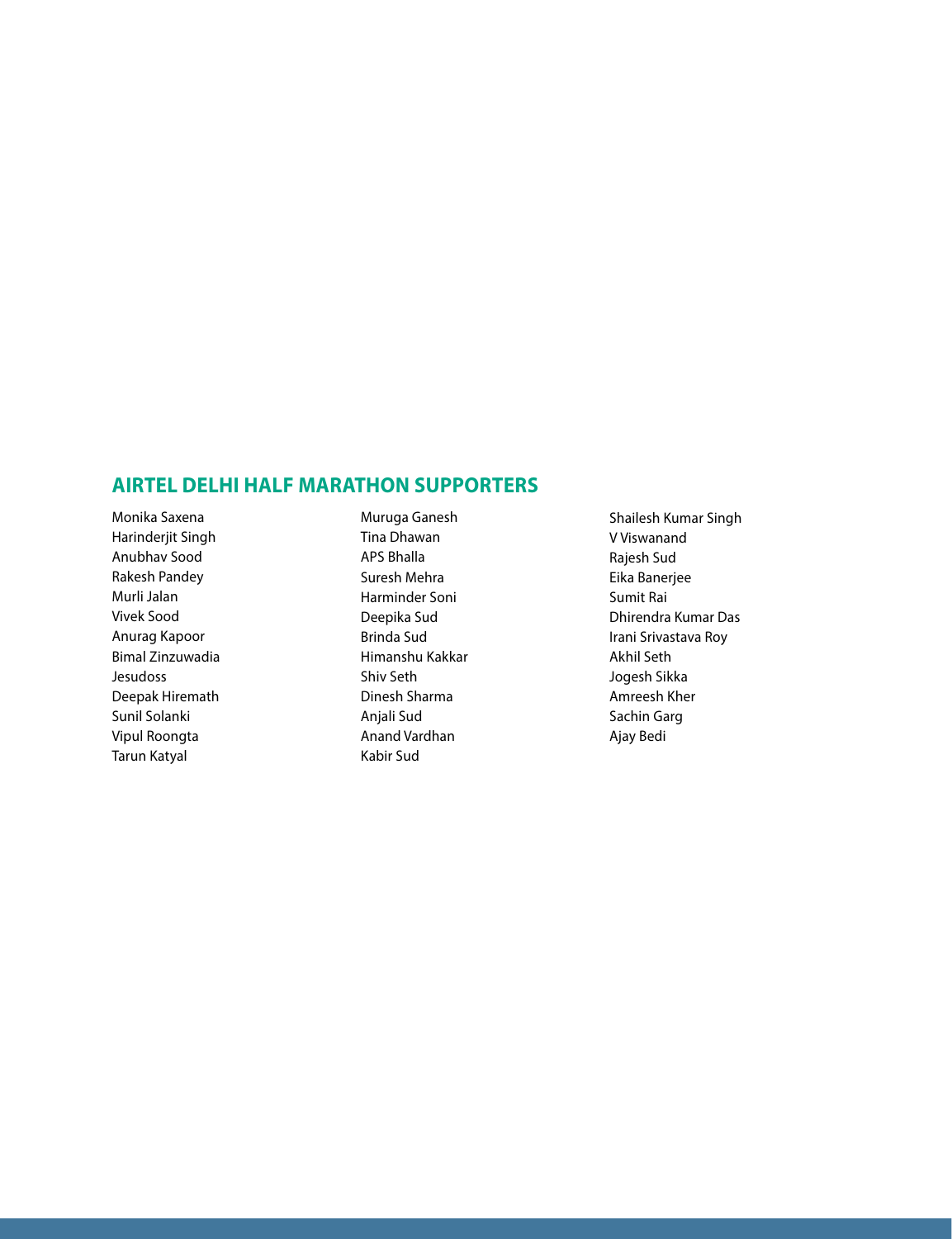## AIRTEL DELHI HALF MARATHON SUPPORTERS

Monika Saxena
Harinderjit Singh
Anubhav Sood
Rakesh Pandey
Murli Jalan
Vivek Sood
Anurag Kapoor
Bimal Zinzuwadia
Jesudoss
Deepak Hiremath
Sunil Solanki
Vipul Roongta
Tarun Katyal
Muruga Ganesh
Tina Dhawan
APS Bhalla
Suresh Mehra
Harminder Soni
Deepika Sud
Brinda Sud
Himanshu Kakkar
Shiv Seth
Dinesh Sharma
Anjali Sud
Anand Vardhan
Kabir Sud
Shailesh Kumar Singh
V Viswanand
Rajesh Sud
Eika Banerjee
Sumit Rai
Dhirendra Kumar Das
Irani Srivastava Roy
Akhil Seth
Jogesh Sikka
Amreesh Kher
Sachin Garg
Ajay Bedi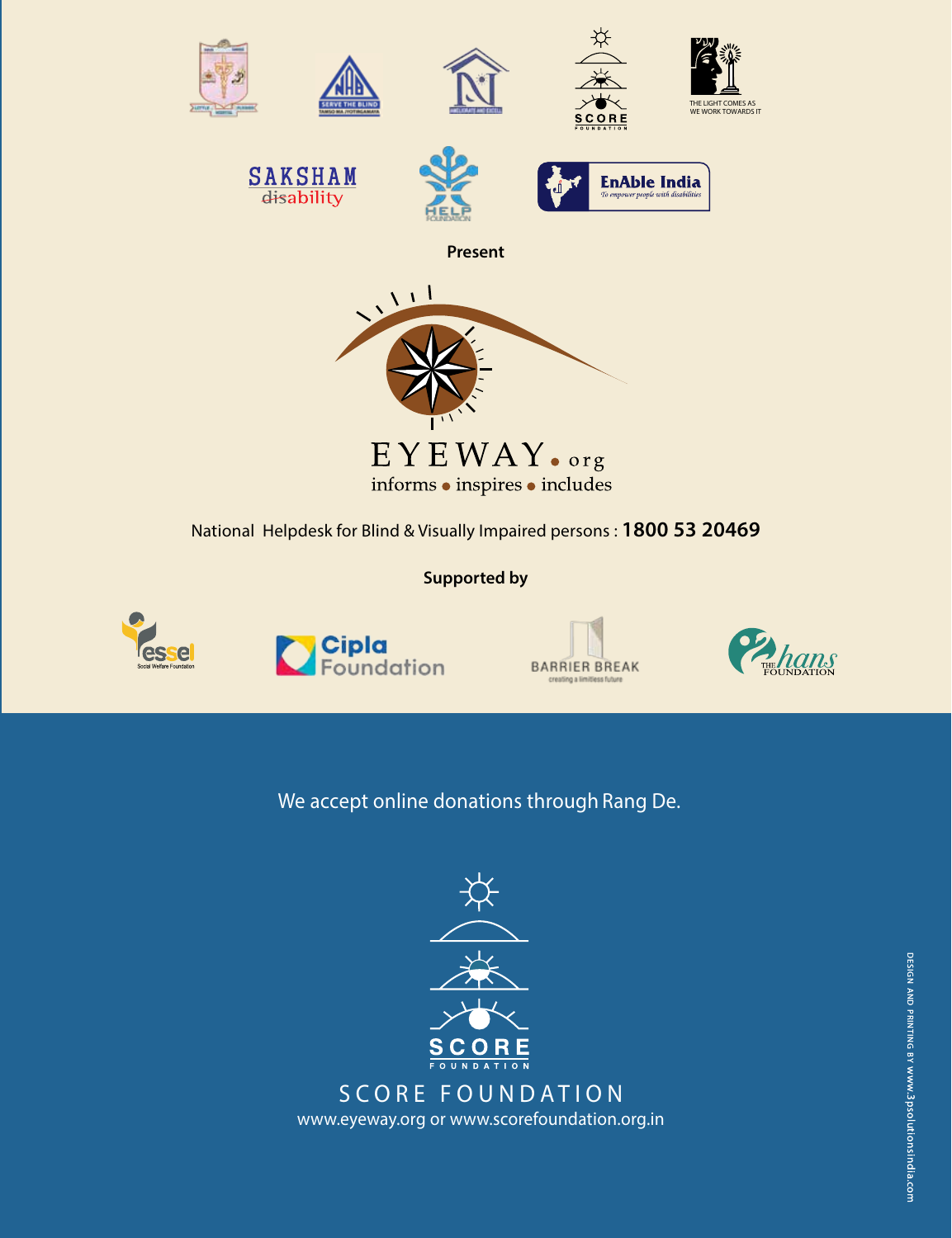THE LIGHT COMES AS WE WORK TOWARDS IT

SAKSHAM disability

EnAble India
To empower people with disabilities

**Present**

EYEWAY • org
informs • inspires • includes

National Helpdesk for Blind & Visually Impaired persons : **1800 53 20469**

**Supported by**

essel Social Welfare Foundation

Cipla Foundation

BARRIER BREAK
creating a limitless future

THE hans FOUNDATION

We accept online donations through Rang De.

SCORE FOUNDATION

SCORE FOUNDATION
www.eyeway.org or www.scorefoundation.org.in

DESIGN AND PRINTING BY www.3psolutionsindia.com